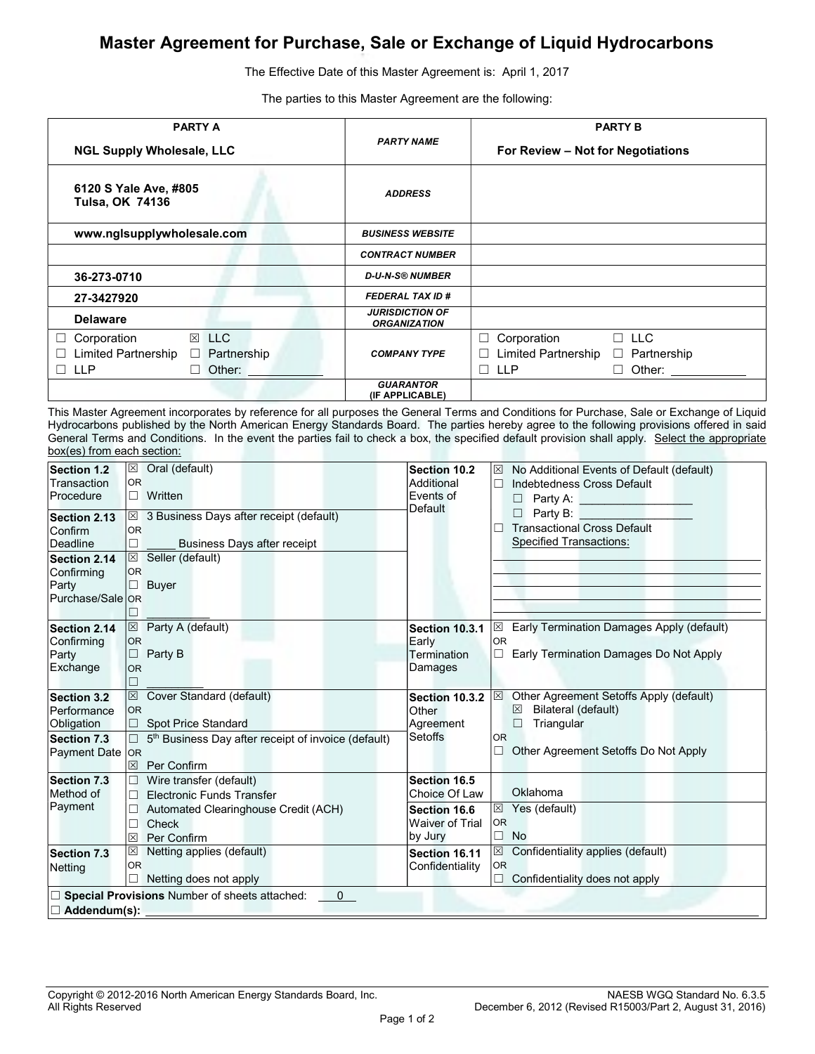# Master Agreement for Purchase, Sale or Exchange of Liquid Hydrocarbons

The Effective Date of this Master Agreement is: April 1, 2017

The parties to this Master Agreement are the following:

| PARTY A | | PARTY B |
|---|---|---|
| NGL Supply Wholesale, LLC | *PARTY NAME* | For Review – Not for Negotiations |
| 6120 S Yale Ave, #805<br>Tulsa, OK 74136 | *ADDRESS* | |
| www.nglsupplywholesale.com | *BUSINESS WEBSITE* | |
| | *CONTRACT NUMBER* | |
| 36-273-0710 | *D-U-N-S® NUMBER* | |
| 27-3427920 | *FEDERAL TAX ID #* | |
| Delaware | *JURISDICTION OF ORGANIZATION* | |
| ☐ Corporation ☒ LLC<br>☐ Limited Partnership ☐ Partnership<br>☐ LLP ☐ Other: ____________ | *COMPANY TYPE* | ☐ Corporation ☐ LLC<br>☐ Limited Partnership ☐ Partnership<br>☐ LLP ☐ Other: ____________ |
| | *GUARANTOR (IF APPLICABLE)* | |

This Master Agreement incorporates by reference for all purposes the General Terms and Conditions for Purchase, Sale or Exchange of Liquid Hydrocarbons published by the North American Energy Standards Board. The parties hereby agree to the following provisions offered in said General Terms and Conditions. In the event the parties fail to check a box, the specified default provision shall apply. Select the appropriate box(es) from each section:

| Section | Provision | Section | Provision |
|---|---|---|---|
| **Section 1.2** Transaction Procedure | ☒ Oral (default)<br>OR<br>☐ Written | **Section 10.2** Additional Events of Default | ☒ No Additional Events of Default (default)<br>☐ Indebtedness Cross Default<br>☐ Party A: ________________<br>☐ Party B: ________________<br>☐ Transactional Cross Default<br>Specified Transactions:<br>________________ |
| **Section 2.13** Confirm Deadline | ☒ 3 Business Days after receipt (default)<br>OR<br>☐ _____ Business Days after receipt | | |
| **Section 2.14** Confirming Party Purchase/Sale | ☒ Seller (default)<br>OR<br>☐ Buyer<br>OR<br>☐ __________ | | |
| **Section 2.14** Confirming Party Exchange | ☒ Party A (default)<br>OR<br>☐ Party B<br>OR<br>☐ __________ | **Section 10.3.1** Early Termination Damages | ☒ Early Termination Damages Apply (default)<br>OR<br>☐ Early Termination Damages Do Not Apply |
| **Section 3.2** Performance Obligation | ☒ Cover Standard (default)<br>OR<br>☐ Spot Price Standard | **Section 10.3.2** Other Agreement Setoffs | ☒ Other Agreement Setoffs Apply (default)<br>☒ Bilateral (default)<br>☐ Triangular<br>OR<br>☐ Other Agreement Setoffs Do Not Apply |
| **Section 7.3** Payment Date | ☐ 5th Business Day after receipt of invoice (default)<br>OR<br>☒ Per Confirm | | |
| **Section 7.3** Method of Payment | ☐ Wire transfer (default)<br>☐ Electronic Funds Transfer<br>☐ Automated Clearinghouse Credit (ACH)<br>☐ Check<br>☒ Per Confirm | **Section 16.5** Choice Of Law | Oklahoma |
| | | **Section 16.6** Waiver of Trial by Jury | ☒ Yes (default)<br>OR<br>☐ No |
| **Section 7.3** Netting | ☒ Netting applies (default)<br>OR<br>☐ Netting does not apply | **Section 16.11** Confidentiality | ☒ Confidentiality applies (default)<br>OR<br>☐ Confidentiality does not apply |

☐ **Special Provisions** Number of sheets attached: 0

☐ **Addendum(s):** ________________

Copyright © 2012-2016 North American Energy Standards Board, Inc.
All Rights Reserved

NAESB WGQ Standard No. 6.3.5
December 6, 2012 (Revised R15003/Part 2, August 31, 2016)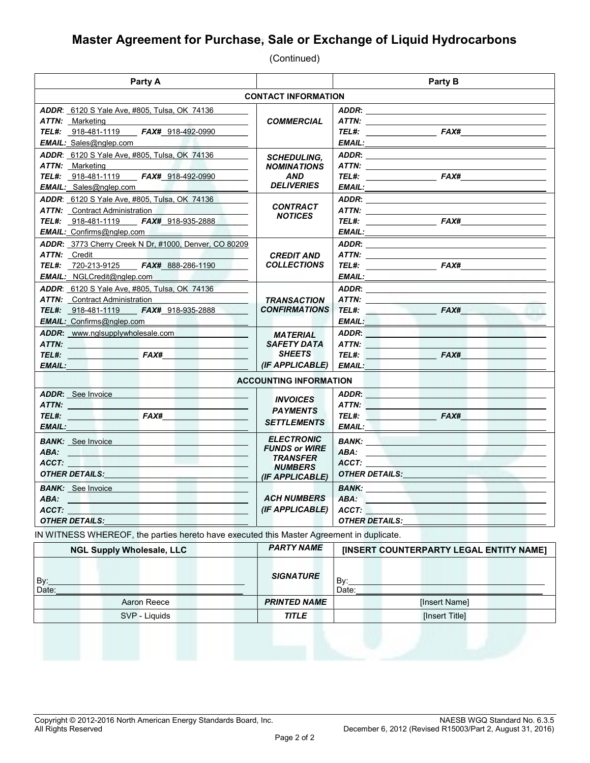# Master Agreement for Purchase, Sale or Exchange of Liquid Hydrocarbons

(Continued)

| Party A | | Party B |
|---|---|---|
| **CONTACT INFORMATION** | | |
| ***ADDR***: 6120 S Yale Ave, #805, Tulsa, OK 74136<br>***ATTN:*** Marketing<br>***TEL#:*** 918-481-1119 ***FAX#*** 918-492-0990<br>***EMAIL:*** Sales@nglep.com | ***COMMERCIAL*** | ***ADDR***:<br>***ATTN:***<br>***TEL#:*** ***FAX#***<br>***EMAIL:*** |
| ***ADDR***: 6120 S Yale Ave, #805, Tulsa, OK 74136<br>***ATTN:*** Marketing<br>***TEL#:*** 918-481-1119 ***FAX#*** 918-492-0990<br>***EMAIL:*** Sales@nglep.com | ***SCHEDULING, NOMINATIONS AND DELIVERIES*** | ***ADDR***:<br>***ATTN:***<br>***TEL#:*** ***FAX#***<br>***EMAIL:*** |
| ***ADDR***: 6120 S Yale Ave, #805, Tulsa, OK 74136<br>***ATTN:*** Contract Administration<br>***TEL#:*** 918-481-1119 ***FAX#*** 918-935-2888<br>***EMAIL:*** Confirms@nglep.com | ***CONTRACT NOTICES*** | ***ADDR***:<br>***ATTN:***<br>***TEL#:*** ***FAX#***<br>***EMAIL:*** |
| ***ADDR***: 3773 Cherry Creek N Dr, #1000, Denver, CO 80209<br>***ATTN:*** Credit<br>***TEL#:*** 720-213-9125 ***FAX#*** 888-286-1190<br>***EMAIL:*** NGLCredit@nglep.com | ***CREDIT AND COLLECTIONS*** | ***ADDR***:<br>***ATTN:***<br>***TEL#:*** ***FAX#***<br>***EMAIL:*** |
| ***ADDR***: 6120 S Yale Ave, #805, Tulsa, OK 74136<br>***ATTN:*** Contract Administration<br>***TEL#:*** 918-481-1119 ***FAX#*** 918-935-2888<br>***EMAIL:*** Confirms@nglep.com | ***TRANSACTION CONFIRMATIONS*** | ***ADDR***:<br>***ATTN:***<br>***TEL#:*** ***FAX#***<br>***EMAIL:*** |
| ***ADDR***: www.nglsupplywholesale.com<br>***ATTN:***<br>***TEL#:*** ***FAX#***<br>***EMAIL:*** | ***MATERIAL SAFETY DATA SHEETS (IF APPLICABLE)*** | ***ADDR***:<br>***ATTN:***<br>***TEL#:*** ***FAX#***<br>***EMAIL:*** |
| **ACCOUNTING INFORMATION** | | |
| ***ADDR***: See Invoice<br>***ATTN:***<br>***TEL#:*** ***FAX#***<br>***EMAIL:*** | ***INVOICES PAYMENTS SETTLEMENTS*** | ***ADDR***:<br>***ATTN:***<br>***TEL#:*** ***FAX#***<br>***EMAIL:*** |
| ***BANK:*** See Invoice<br>***ABA:***<br>***ACCT:***<br>***OTHER DETAILS:*** | ***ELECTRONIC FUNDS or WIRE TRANSFER NUMBERS (IF APPLICABLE)*** | ***BANK:***<br>***ABA:***<br>***ACCT:***<br>***OTHER DETAILS:*** |
| ***BANK:*** See Invoice<br>***ABA:***<br>***ACCT:***<br>***OTHER DETAILS:*** | ***ACH NUMBERS (IF APPLICABLE)*** | ***BANK:***<br>***ABA:***<br>***ACCT:***<br>***OTHER DETAILS:*** |

IN WITNESS WHEREOF, the parties hereto have executed this Master Agreement in duplicate.

| NGL Supply Wholesale, LLC | *PARTY NAME* | [INSERT COUNTERPARTY LEGAL ENTITY NAME] |
|---|---|---|
| By:<br>Date: | ***SIGNATURE*** | By:<br>Date: |
| Aaron Reece | ***PRINTED NAME*** | [Insert Name] |
| SVP - Liquids | ***TITLE*** | [Insert Title] |

Copyright © 2012-2016 North American Energy Standards Board, Inc.
All Rights Reserved

NAESB WGQ Standard No. 6.3.5
December 6, 2012 (Revised R15003/Part 2, August 31, 2016)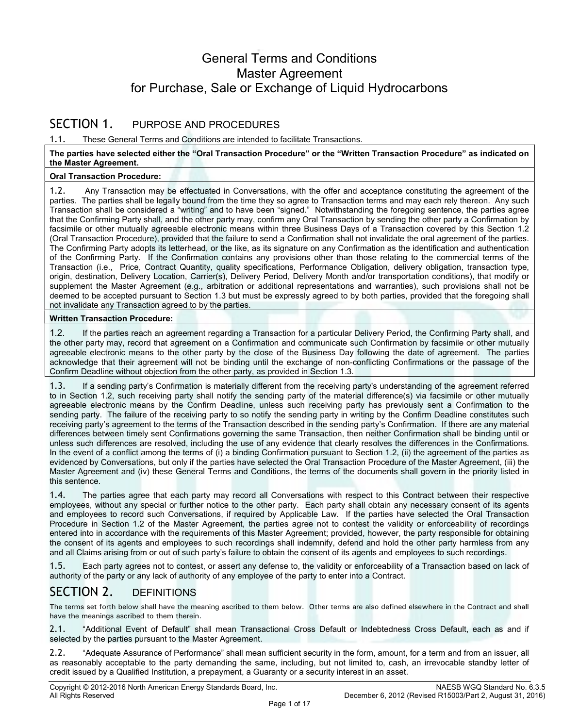# General Terms and Conditions
# Master Agreement
# for Purchase, Sale or Exchange of Liquid Hydrocarbons

## SECTION 1. PURPOSE AND PROCEDURES

1.1. These General Terms and Conditions are intended to facilitate Transactions.

**The parties have selected either the "Oral Transaction Procedure" or the "Written Transaction Procedure" as indicated on the Master Agreement.**

**Oral Transaction Procedure:**

1.2. Any Transaction may be effectuated in Conversations, with the offer and acceptance constituting the agreement of the parties. The parties shall be legally bound from the time they so agree to Transaction terms and may each rely thereon. Any such Transaction shall be considered a "writing" and to have been "signed." Notwithstanding the foregoing sentence, the parties agree that the Confirming Party shall, and the other party may, confirm any Oral Transaction by sending the other party a Confirmation by facsimile or other mutually agreeable electronic means within three Business Days of a Transaction covered by this Section 1.2 (Oral Transaction Procedure), provided that the failure to send a Confirmation shall not invalidate the oral agreement of the parties. The Confirming Party adopts its letterhead, or the like, as its signature on any Confirmation as the identification and authentication of the Confirming Party. If the Confirmation contains any provisions other than those relating to the commercial terms of the Transaction (i.e., Price, Contract Quantity, quality specifications, Performance Obligation, delivery obligation, transaction type, origin, destination, Delivery Location, Carrier(s), Delivery Period, Delivery Month and/or transportation conditions), that modify or supplement the Master Agreement (e.g., arbitration or additional representations and warranties), such provisions shall not be deemed to be accepted pursuant to Section 1.3 but must be expressly agreed to by both parties, provided that the foregoing shall not invalidate any Transaction agreed to by the parties.

**Written Transaction Procedure:**

1.2. If the parties reach an agreement regarding a Transaction for a particular Delivery Period, the Confirming Party shall, and the other party may, record that agreement on a Confirmation and communicate such Confirmation by facsimile or other mutually agreeable electronic means to the other party by the close of the Business Day following the date of agreement. The parties acknowledge that their agreement will not be binding until the exchange of non-conflicting Confirmations or the passage of the Confirm Deadline without objection from the other party, as provided in Section 1.3.

1.3. If a sending party's Confirmation is materially different from the receiving party's understanding of the agreement referred to in Section 1.2, such receiving party shall notify the sending party of the material difference(s) via facsimile or other mutually agreeable electronic means by the Confirm Deadline, unless such receiving party has previously sent a Confirmation to the sending party. The failure of the receiving party to so notify the sending party in writing by the Confirm Deadline constitutes such receiving party's agreement to the terms of the Transaction described in the sending party's Confirmation. If there are any material differences between timely sent Confirmations governing the same Transaction, then neither Confirmation shall be binding until or unless such differences are resolved, including the use of any evidence that clearly resolves the differences in the Confirmations. In the event of a conflict among the terms of (i) a binding Confirmation pursuant to Section 1.2, (ii) the agreement of the parties as evidenced by Conversations, but only if the parties have selected the Oral Transaction Procedure of the Master Agreement, (iii) the Master Agreement and (iv) these General Terms and Conditions, the terms of the documents shall govern in the priority listed in this sentence.

1.4. The parties agree that each party may record all Conversations with respect to this Contract between their respective employees, without any special or further notice to the other party. Each party shall obtain any necessary consent of its agents and employees to record such Conversations, if required by Applicable Law. If the parties have selected the Oral Transaction Procedure in Section 1.2 of the Master Agreement, the parties agree not to contest the validity or enforceability of recordings entered into in accordance with the requirements of this Master Agreement; provided, however, the party responsible for obtaining the consent of its agents and employees to such recordings shall indemnify, defend and hold the other party harmless from any and all Claims arising from or out of such party's failure to obtain the consent of its agents and employees to such recordings.

1.5. Each party agrees not to contest, or assert any defense to, the validity or enforceability of a Transaction based on lack of authority of the party or any lack of authority of any employee of the party to enter into a Contract.

## SECTION 2. DEFINITIONS

The terms set forth below shall have the meaning ascribed to them below. Other terms are also defined elsewhere in the Contract and shall have the meanings ascribed to them therein.

2.1. "Additional Event of Default" shall mean Transactional Cross Default or Indebtedness Cross Default, each as and if selected by the parties pursuant to the Master Agreement.

2.2. "Adequate Assurance of Performance" shall mean sufficient security in the form, amount, for a term and from an issuer, all as reasonably acceptable to the party demanding the same, including, but not limited to, cash, an irrevocable standby letter of credit issued by a Qualified Institution, a prepayment, a Guaranty or a security interest in an asset.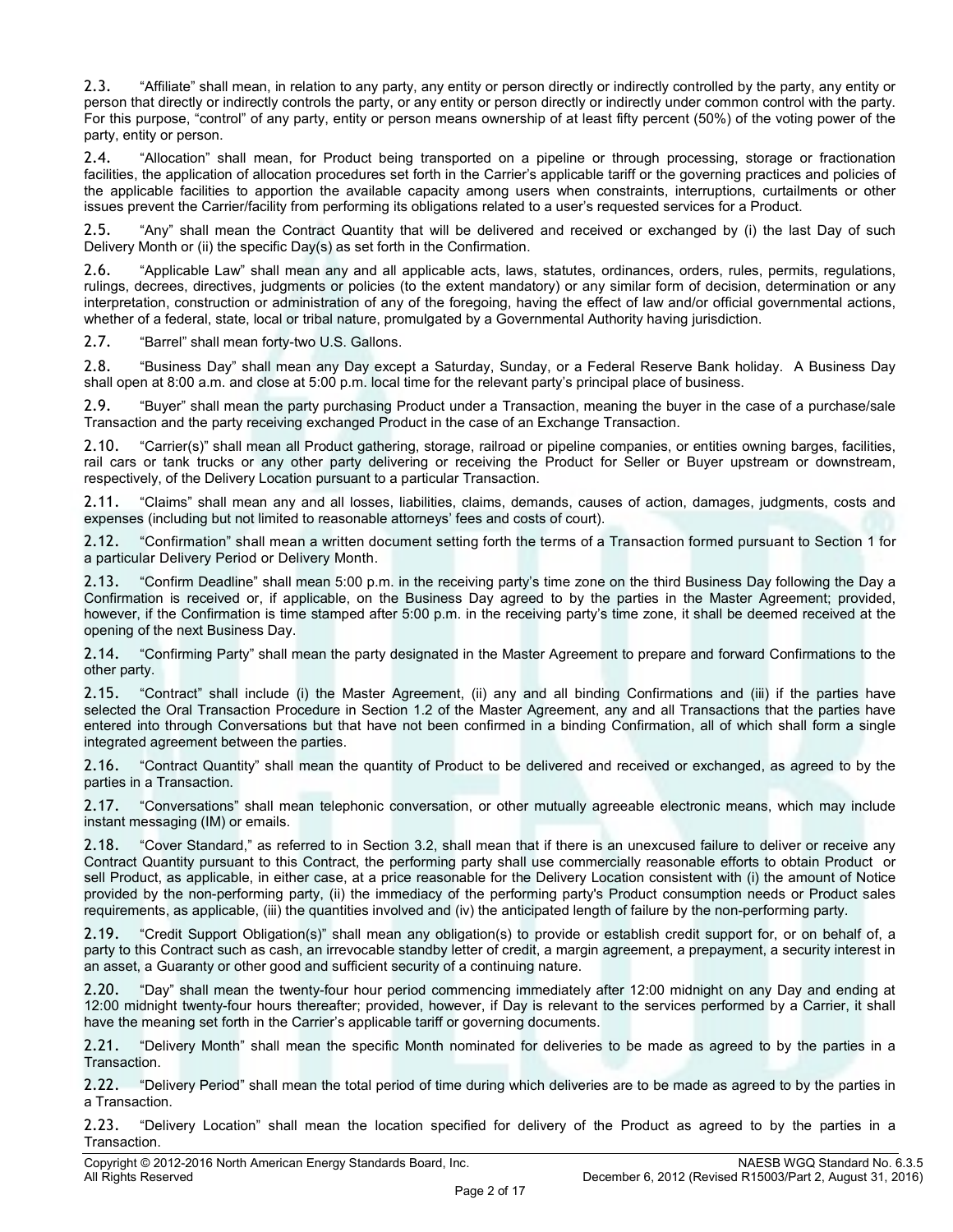2.3. "Affiliate" shall mean, in relation to any party, any entity or person directly or indirectly controlled by the party, any entity or person that directly or indirectly controls the party, or any entity or person directly or indirectly under common control with the party. For this purpose, "control" of any party, entity or person means ownership of at least fifty percent (50%) of the voting power of the party, entity or person.

2.4. "Allocation" shall mean, for Product being transported on a pipeline or through processing, storage or fractionation facilities, the application of allocation procedures set forth in the Carrier's applicable tariff or the governing practices and policies of the applicable facilities to apportion the available capacity among users when constraints, interruptions, curtailments or other issues prevent the Carrier/facility from performing its obligations related to a user's requested services for a Product.

2.5. "Any" shall mean the Contract Quantity that will be delivered and received or exchanged by (i) the last Day of such Delivery Month or (ii) the specific Day(s) as set forth in the Confirmation.

2.6. "Applicable Law" shall mean any and all applicable acts, laws, statutes, ordinances, orders, rules, permits, regulations, rulings, decrees, directives, judgments or policies (to the extent mandatory) or any similar form of decision, determination or any interpretation, construction or administration of any of the foregoing, having the effect of law and/or official governmental actions, whether of a federal, state, local or tribal nature, promulgated by a Governmental Authority having jurisdiction.

2.7. "Barrel" shall mean forty-two U.S. Gallons.

2.8. "Business Day" shall mean any Day except a Saturday, Sunday, or a Federal Reserve Bank holiday. A Business Day shall open at 8:00 a.m. and close at 5:00 p.m. local time for the relevant party's principal place of business.

2.9. "Buyer" shall mean the party purchasing Product under a Transaction, meaning the buyer in the case of a purchase/sale Transaction and the party receiving exchanged Product in the case of an Exchange Transaction.

2.10. "Carrier(s)" shall mean all Product gathering, storage, railroad or pipeline companies, or entities owning barges, facilities, rail cars or tank trucks or any other party delivering or receiving the Product for Seller or Buyer upstream or downstream, respectively, of the Delivery Location pursuant to a particular Transaction.

2.11. "Claims" shall mean any and all losses, liabilities, claims, demands, causes of action, damages, judgments, costs and expenses (including but not limited to reasonable attorneys' fees and costs of court).

2.12. "Confirmation" shall mean a written document setting forth the terms of a Transaction formed pursuant to Section 1 for a particular Delivery Period or Delivery Month.

2.13. "Confirm Deadline" shall mean 5:00 p.m. in the receiving party's time zone on the third Business Day following the Day a Confirmation is received or, if applicable, on the Business Day agreed to by the parties in the Master Agreement; provided, however, if the Confirmation is time stamped after 5:00 p.m. in the receiving party's time zone, it shall be deemed received at the opening of the next Business Day.

2.14. "Confirming Party" shall mean the party designated in the Master Agreement to prepare and forward Confirmations to the other party.

2.15. "Contract" shall include (i) the Master Agreement, (ii) any and all binding Confirmations and (iii) if the parties have selected the Oral Transaction Procedure in Section 1.2 of the Master Agreement, any and all Transactions that the parties have entered into through Conversations but that have not been confirmed in a binding Confirmation, all of which shall form a single integrated agreement between the parties.

2.16. "Contract Quantity" shall mean the quantity of Product to be delivered and received or exchanged, as agreed to by the parties in a Transaction.

2.17. "Conversations" shall mean telephonic conversation, or other mutually agreeable electronic means, which may include instant messaging (IM) or emails.

2.18. "Cover Standard," as referred to in Section 3.2, shall mean that if there is an unexcused failure to deliver or receive any Contract Quantity pursuant to this Contract, the performing party shall use commercially reasonable efforts to obtain Product or sell Product, as applicable, in either case, at a price reasonable for the Delivery Location consistent with (i) the amount of Notice provided by the non-performing party, (ii) the immediacy of the performing party's Product consumption needs or Product sales requirements, as applicable, (iii) the quantities involved and (iv) the anticipated length of failure by the non-performing party.

2.19. "Credit Support Obligation(s)" shall mean any obligation(s) to provide or establish credit support for, or on behalf of, a party to this Contract such as cash, an irrevocable standby letter of credit, a margin agreement, a prepayment, a security interest in an asset, a Guaranty or other good and sufficient security of a continuing nature.

2.20. "Day" shall mean the twenty-four hour period commencing immediately after 12:00 midnight on any Day and ending at 12:00 midnight twenty-four hours thereafter; provided, however, if Day is relevant to the services performed by a Carrier, it shall have the meaning set forth in the Carrier's applicable tariff or governing documents.

2.21. "Delivery Month" shall mean the specific Month nominated for deliveries to be made as agreed to by the parties in a Transaction.

2.22. "Delivery Period" shall mean the total period of time during which deliveries are to be made as agreed to by the parties in a Transaction.

2.23. "Delivery Location" shall mean the location specified for delivery of the Product as agreed to by the parties in a Transaction.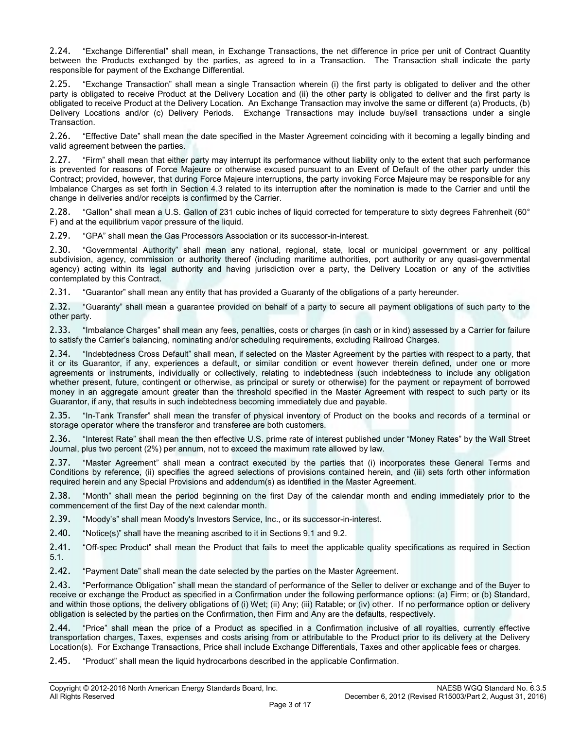2.24. "Exchange Differential" shall mean, in Exchange Transactions, the net difference in price per unit of Contract Quantity between the Products exchanged by the parties, as agreed to in a Transaction. The Transaction shall indicate the party responsible for payment of the Exchange Differential.

2.25. "Exchange Transaction" shall mean a single Transaction wherein (i) the first party is obligated to deliver and the other party is obligated to receive Product at the Delivery Location and (ii) the other party is obligated to deliver and the first party is obligated to receive Product at the Delivery Location. An Exchange Transaction may involve the same or different (a) Products, (b) Delivery Locations and/or (c) Delivery Periods. Exchange Transactions may include buy/sell transactions under a single Transaction.

2.26. "Effective Date" shall mean the date specified in the Master Agreement coinciding with it becoming a legally binding and valid agreement between the parties.

2.27. "Firm" shall mean that either party may interrupt its performance without liability only to the extent that such performance is prevented for reasons of Force Majeure or otherwise excused pursuant to an Event of Default of the other party under this Contract; provided, however, that during Force Majeure interruptions, the party invoking Force Majeure may be responsible for any Imbalance Charges as set forth in Section 4.3 related to its interruption after the nomination is made to the Carrier and until the change in deliveries and/or receipts is confirmed by the Carrier.

2.28. "Gallon" shall mean a U.S. Gallon of 231 cubic inches of liquid corrected for temperature to sixty degrees Fahrenheit (60° F) and at the equilibrium vapor pressure of the liquid.

2.29. "GPA" shall mean the Gas Processors Association or its successor-in-interest.

2.30. "Governmental Authority" shall mean any national, regional, state, local or municipal government or any political subdivision, agency, commission or authority thereof (including maritime authorities, port authority or any quasi-governmental agency) acting within its legal authority and having jurisdiction over a party, the Delivery Location or any of the activities contemplated by this Contract.

2.31. "Guarantor" shall mean any entity that has provided a Guaranty of the obligations of a party hereunder.

2.32. "Guaranty" shall mean a guarantee provided on behalf of a party to secure all payment obligations of such party to the other party.

2.33. "Imbalance Charges" shall mean any fees, penalties, costs or charges (in cash or in kind) assessed by a Carrier for failure to satisfy the Carrier's balancing, nominating and/or scheduling requirements, excluding Railroad Charges.

2.34. "Indebtedness Cross Default" shall mean, if selected on the Master Agreement by the parties with respect to a party, that it or its Guarantor, if any, experiences a default, or similar condition or event however therein defined, under one or more agreements or instruments, individually or collectively, relating to indebtedness (such indebtedness to include any obligation whether present, future, contingent or otherwise, as principal or surety or otherwise) for the payment or repayment of borrowed money in an aggregate amount greater than the threshold specified in the Master Agreement with respect to such party or its Guarantor, if any, that results in such indebtedness becoming immediately due and payable.

2.35. "In-Tank Transfer" shall mean the transfer of physical inventory of Product on the books and records of a terminal or storage operator where the transferor and transferee are both customers.

2.36. "Interest Rate" shall mean the then effective U.S. prime rate of interest published under "Money Rates" by the Wall Street Journal, plus two percent (2%) per annum, not to exceed the maximum rate allowed by law.

2.37. "Master Agreement" shall mean a contract executed by the parties that (i) incorporates these General Terms and Conditions by reference, (ii) specifies the agreed selections of provisions contained herein, and (iii) sets forth other information required herein and any Special Provisions and addendum(s) as identified in the Master Agreement.

2.38. "Month" shall mean the period beginning on the first Day of the calendar month and ending immediately prior to the commencement of the first Day of the next calendar month.

2.39. "Moody's" shall mean Moody's Investors Service, Inc., or its successor-in-interest.

2.40. "Notice(s)" shall have the meaning ascribed to it in Sections 9.1 and 9.2.

2.41. "Off-spec Product" shall mean the Product that fails to meet the applicable quality specifications as required in Section 5.1.

2.42. "Payment Date" shall mean the date selected by the parties on the Master Agreement.

2.43. "Performance Obligation" shall mean the standard of performance of the Seller to deliver or exchange and of the Buyer to receive or exchange the Product as specified in a Confirmation under the following performance options: (a) Firm; or (b) Standard, and within those options, the delivery obligations of (i) Wet; (ii) Any; (iii) Ratable; or (iv) other. If no performance option or delivery obligation is selected by the parties on the Confirmation, then Firm and Any are the defaults, respectively.

2.44. "Price" shall mean the price of a Product as specified in a Confirmation inclusive of all royalties, currently effective transportation charges, Taxes, expenses and costs arising from or attributable to the Product prior to its delivery at the Delivery Location(s). For Exchange Transactions, Price shall include Exchange Differentials, Taxes and other applicable fees or charges.

2.45. "Product" shall mean the liquid hydrocarbons described in the applicable Confirmation.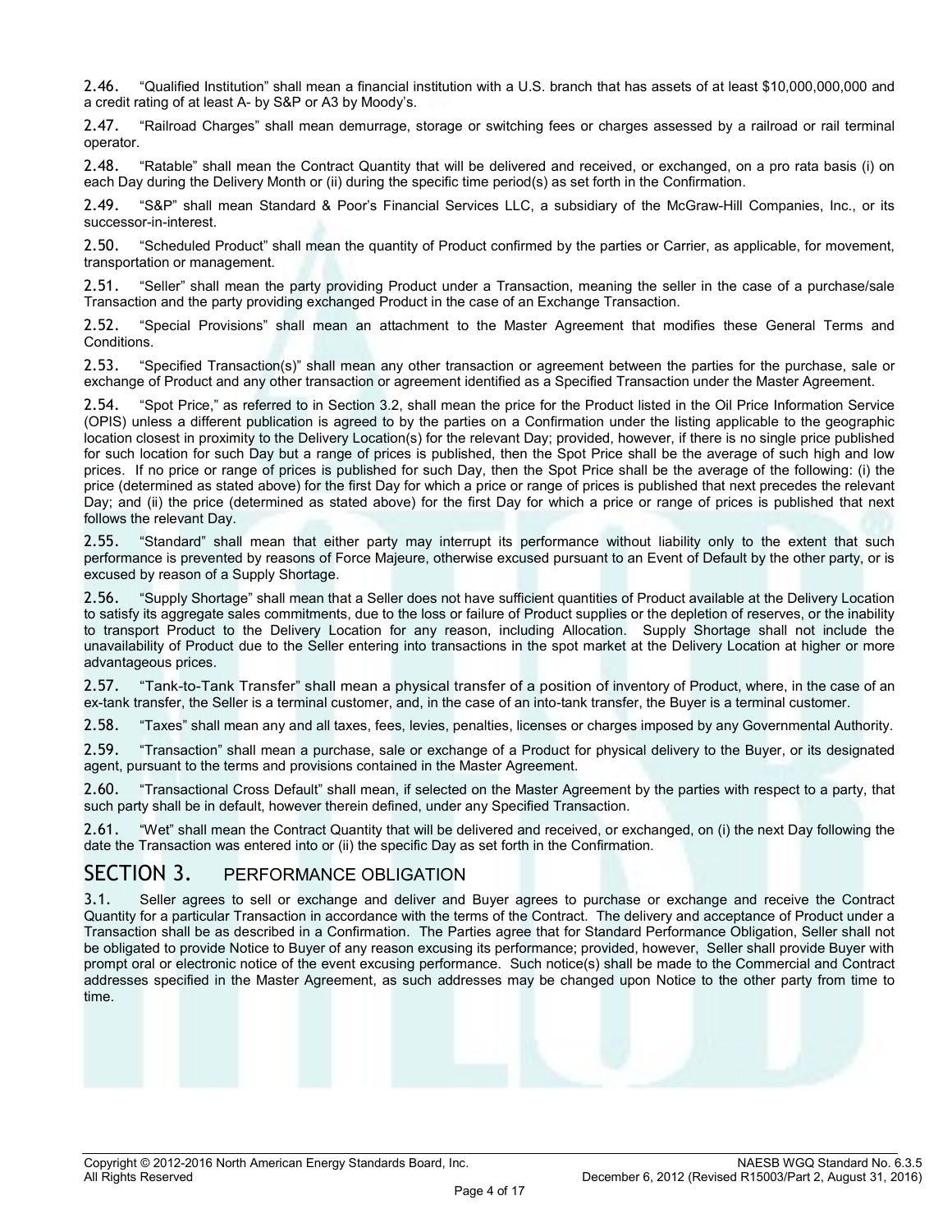2.46. “Qualified Institution” shall mean a financial institution with a U.S. branch that has assets of at least $10,000,000,000 and a credit rating of at least A- by S&P or A3 by Moody’s.

2.47. “Railroad Charges” shall mean demurrage, storage or switching fees or charges assessed by a railroad or rail terminal operator.

2.48. “Ratable” shall mean the Contract Quantity that will be delivered and received, or exchanged, on a pro rata basis (i) on each Day during the Delivery Month or (ii) during the specific time period(s) as set forth in the Confirmation.

2.49. “S&P” shall mean Standard & Poor’s Financial Services LLC, a subsidiary of the McGraw-Hill Companies, Inc., or its successor-in-interest.

2.50. “Scheduled Product” shall mean the quantity of Product confirmed by the parties or Carrier, as applicable, for movement, transportation or management.

2.51. “Seller” shall mean the party providing Product under a Transaction, meaning the seller in the case of a purchase/sale Transaction and the party providing exchanged Product in the case of an Exchange Transaction.

2.52. “Special Provisions” shall mean an attachment to the Master Agreement that modifies these General Terms and Conditions.

2.53. “Specified Transaction(s)” shall mean any other transaction or agreement between the parties for the purchase, sale or exchange of Product and any other transaction or agreement identified as a Specified Transaction under the Master Agreement.

2.54. “Spot Price,” as referred to in Section 3.2, shall mean the price for the Product listed in the Oil Price Information Service (OPIS) unless a different publication is agreed to by the parties on a Confirmation under the listing applicable to the geographic location closest in proximity to the Delivery Location(s) for the relevant Day; provided, however, if there is no single price published for such location for such Day but a range of prices is published, then the Spot Price shall be the average of such high and low prices. If no price or range of prices is published for such Day, then the Spot Price shall be the average of the following: (i) the price (determined as stated above) for the first Day for which a price or range of prices is published that next precedes the relevant Day; and (ii) the price (determined as stated above) for the first Day for which a price or range of prices is published that next follows the relevant Day.

2.55. “Standard” shall mean that either party may interrupt its performance without liability only to the extent that such performance is prevented by reasons of Force Majeure, otherwise excused pursuant to an Event of Default by the other party, or is excused by reason of a Supply Shortage.

2.56. “Supply Shortage” shall mean that a Seller does not have sufficient quantities of Product available at the Delivery Location to satisfy its aggregate sales commitments, due to the loss or failure of Product supplies or the depletion of reserves, or the inability to transport Product to the Delivery Location for any reason, including Allocation. Supply Shortage shall not include the unavailability of Product due to the Seller entering into transactions in the spot market at the Delivery Location at higher or more advantageous prices.

2.57. “Tank-to-Tank Transfer” shall mean a physical transfer of a position of inventory of Product, where, in the case of an ex-tank transfer, the Seller is a terminal customer, and, in the case of an into-tank transfer, the Buyer is a terminal customer.

2.58. “Taxes” shall mean any and all taxes, fees, levies, penalties, licenses or charges imposed by any Governmental Authority.

2.59. “Transaction” shall mean a purchase, sale or exchange of a Product for physical delivery to the Buyer, or its designated agent, pursuant to the terms and provisions contained in the Master Agreement.

2.60. “Transactional Cross Default” shall mean, if selected on the Master Agreement by the parties with respect to a party, that such party shall be in default, however therein defined, under any Specified Transaction.

2.61. “Wet” shall mean the Contract Quantity that will be delivered and received, or exchanged, on (i) the next Day following the date the Transaction was entered into or (ii) the specific Day as set forth in the Confirmation.

## SECTION 3. PERFORMANCE OBLIGATION

3.1. Seller agrees to sell or exchange and deliver and Buyer agrees to purchase or exchange and receive the Contract Quantity for a particular Transaction in accordance with the terms of the Contract. The delivery and acceptance of Product under a Transaction shall be as described in a Confirmation. The Parties agree that for Standard Performance Obligation, Seller shall not be obligated to provide Notice to Buyer of any reason excusing its performance; provided, however, Seller shall provide Buyer with prompt oral or electronic notice of the event excusing performance. Such notice(s) shall be made to the Commercial and Contract addresses specified in the Master Agreement, as such addresses may be changed upon Notice to the other party from time to time.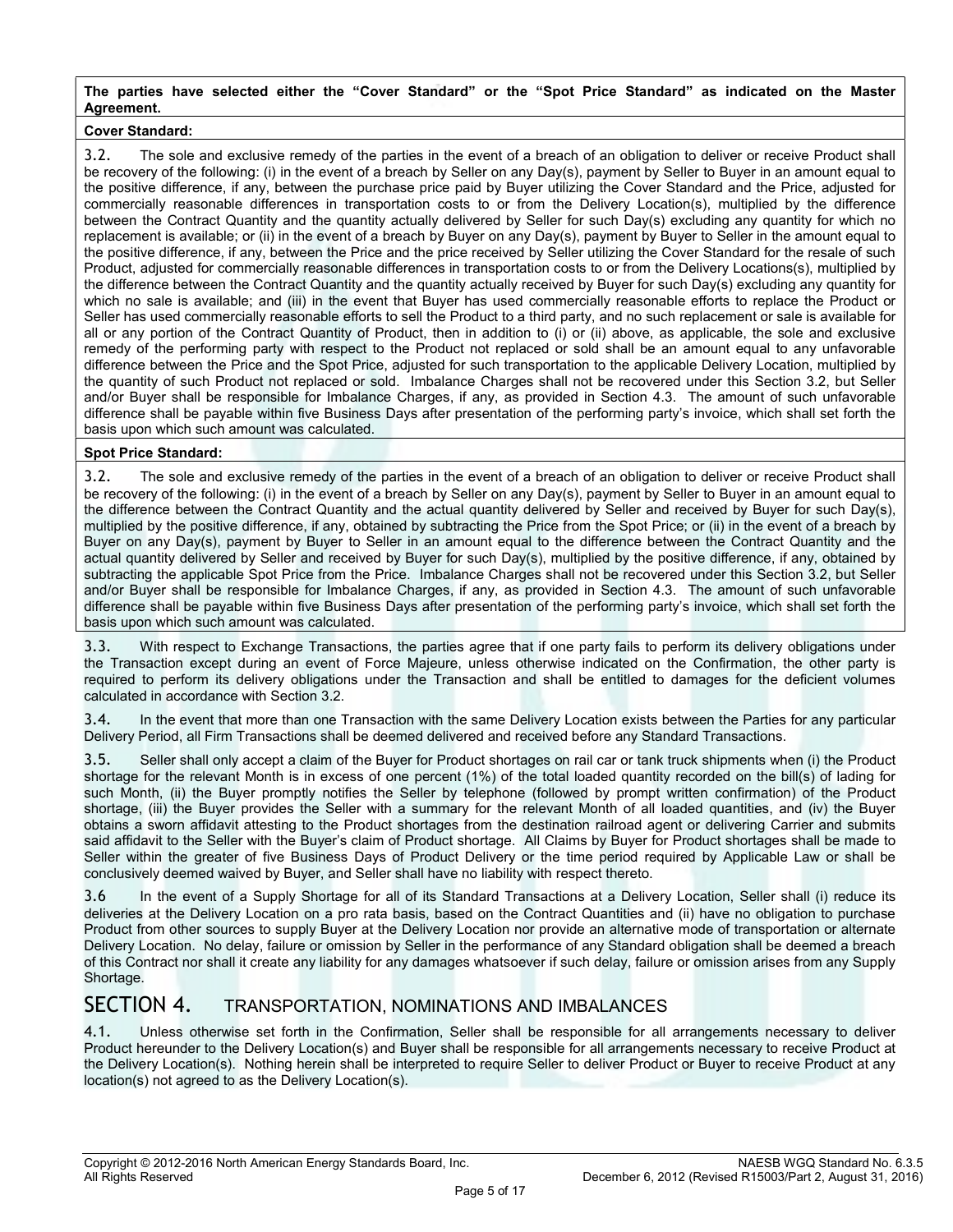**The parties have selected either the "Cover Standard" or the "Spot Price Standard" as indicated on the Master Agreement.**

**Cover Standard:**

3.2. The sole and exclusive remedy of the parties in the event of a breach of an obligation to deliver or receive Product shall be recovery of the following: (i) in the event of a breach by Seller on any Day(s), payment by Seller to Buyer in an amount equal to the positive difference, if any, between the purchase price paid by Buyer utilizing the Cover Standard and the Price, adjusted for commercially reasonable differences in transportation costs to or from the Delivery Location(s), multiplied by the difference between the Contract Quantity and the quantity actually delivered by Seller for such Day(s) excluding any quantity for which no replacement is available; or (ii) in the event of a breach by Buyer on any Day(s), payment by Buyer to Seller in the amount equal to the positive difference, if any, between the Price and the price received by Seller utilizing the Cover Standard for the resale of such Product, adjusted for commercially reasonable differences in transportation costs to or from the Delivery Locations(s), multiplied by the difference between the Contract Quantity and the quantity actually received by Buyer for such Day(s) excluding any quantity for which no sale is available; and (iii) in the event that Buyer has used commercially reasonable efforts to replace the Product or Seller has used commercially reasonable efforts to sell the Product to a third party, and no such replacement or sale is available for all or any portion of the Contract Quantity of Product, then in addition to (i) or (ii) above, as applicable, the sole and exclusive remedy of the performing party with respect to the Product not replaced or sold shall be an amount equal to any unfavorable difference between the Price and the Spot Price, adjusted for such transportation to the applicable Delivery Location, multiplied by the quantity of such Product not replaced or sold. Imbalance Charges shall not be recovered under this Section 3.2, but Seller and/or Buyer shall be responsible for Imbalance Charges, if any, as provided in Section 4.3. The amount of such unfavorable difference shall be payable within five Business Days after presentation of the performing party's invoice, which shall set forth the basis upon which such amount was calculated.

**Spot Price Standard:**

3.2. The sole and exclusive remedy of the parties in the event of a breach of an obligation to deliver or receive Product shall be recovery of the following: (i) in the event of a breach by Seller on any Day(s), payment by Seller to Buyer in an amount equal to the difference between the Contract Quantity and the actual quantity delivered by Seller and received by Buyer for such Day(s), multiplied by the positive difference, if any, obtained by subtracting the Price from the Spot Price; or (ii) in the event of a breach by Buyer on any Day(s), payment by Buyer to Seller in an amount equal to the difference between the Contract Quantity and the actual quantity delivered by Seller and received by Buyer for such Day(s), multiplied by the positive difference, if any, obtained by subtracting the applicable Spot Price from the Price. Imbalance Charges shall not be recovered under this Section 3.2, but Seller and/or Buyer shall be responsible for Imbalance Charges, if any, as provided in Section 4.3. The amount of such unfavorable difference shall be payable within five Business Days after presentation of the performing party's invoice, which shall set forth the basis upon which such amount was calculated.

3.3. With respect to Exchange Transactions, the parties agree that if one party fails to perform its delivery obligations under the Transaction except during an event of Force Majeure, unless otherwise indicated on the Confirmation, the other party is required to perform its delivery obligations under the Transaction and shall be entitled to damages for the deficient volumes calculated in accordance with Section 3.2.

3.4. In the event that more than one Transaction with the same Delivery Location exists between the Parties for any particular Delivery Period, all Firm Transactions shall be deemed delivered and received before any Standard Transactions.

3.5. Seller shall only accept a claim of the Buyer for Product shortages on rail car or tank truck shipments when (i) the Product shortage for the relevant Month is in excess of one percent (1%) of the total loaded quantity recorded on the bill(s) of lading for such Month, (ii) the Buyer promptly notifies the Seller by telephone (followed by prompt written confirmation) of the Product shortage, (iii) the Buyer provides the Seller with a summary for the relevant Month of all loaded quantities, and (iv) the Buyer obtains a sworn affidavit attesting to the Product shortages from the destination railroad agent or delivering Carrier and submits said affidavit to the Seller with the Buyer's claim of Product shortage. All Claims by Buyer for Product shortages shall be made to Seller within the greater of five Business Days of Product Delivery or the time period required by Applicable Law or shall be conclusively deemed waived by Buyer, and Seller shall have no liability with respect thereto.

3.6 In the event of a Supply Shortage for all of its Standard Transactions at a Delivery Location, Seller shall (i) reduce its deliveries at the Delivery Location on a pro rata basis, based on the Contract Quantities and (ii) have no obligation to purchase Product from other sources to supply Buyer at the Delivery Location nor provide an alternative mode of transportation or alternate Delivery Location. No delay, failure or omission by Seller in the performance of any Standard obligation shall be deemed a breach of this Contract nor shall it create any liability for any damages whatsoever if such delay, failure or omission arises from any Supply Shortage.

## SECTION 4. TRANSPORTATION, NOMINATIONS AND IMBALANCES

4.1. Unless otherwise set forth in the Confirmation, Seller shall be responsible for all arrangements necessary to deliver Product hereunder to the Delivery Location(s) and Buyer shall be responsible for all arrangements necessary to receive Product at the Delivery Location(s). Nothing herein shall be interpreted to require Seller to deliver Product or Buyer to receive Product at any location(s) not agreed to as the Delivery Location(s).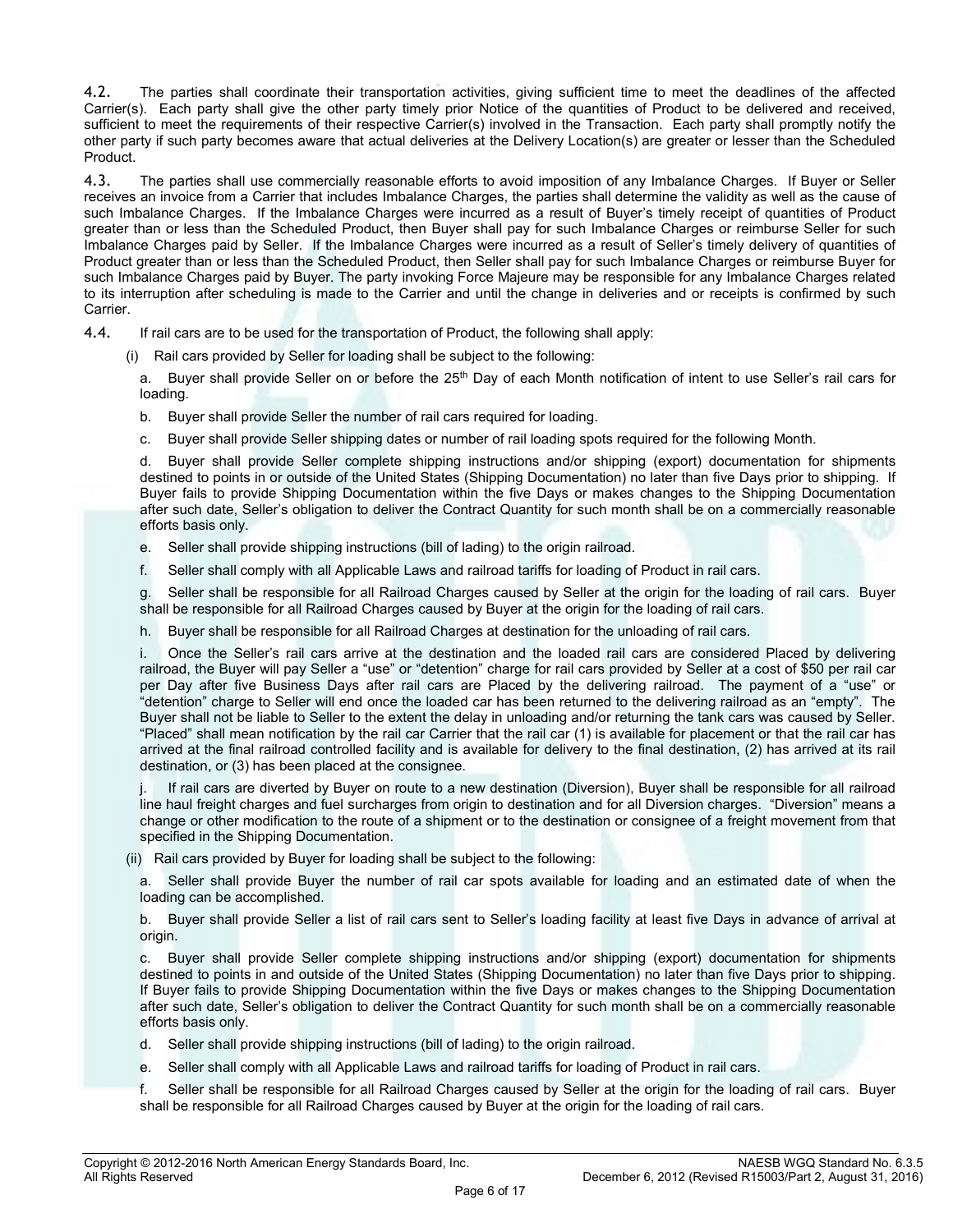4.2. The parties shall coordinate their transportation activities, giving sufficient time to meet the deadlines of the affected Carrier(s). Each party shall give the other party timely prior Notice of the quantities of Product to be delivered and received, sufficient to meet the requirements of their respective Carrier(s) involved in the Transaction. Each party shall promptly notify the other party if such party becomes aware that actual deliveries at the Delivery Location(s) are greater or lesser than the Scheduled Product.

4.3. The parties shall use commercially reasonable efforts to avoid imposition of any Imbalance Charges. If Buyer or Seller receives an invoice from a Carrier that includes Imbalance Charges, the parties shall determine the validity as well as the cause of such Imbalance Charges. If the Imbalance Charges were incurred as a result of Buyer's timely receipt of quantities of Product greater than or less than the Scheduled Product, then Buyer shall pay for such Imbalance Charges or reimburse Seller for such Imbalance Charges paid by Seller. If the Imbalance Charges were incurred as a result of Seller's timely delivery of quantities of Product greater than or less than the Scheduled Product, then Seller shall pay for such Imbalance Charges or reimburse Buyer for such Imbalance Charges paid by Buyer. The party invoking Force Majeure may be responsible for any Imbalance Charges related to its interruption after scheduling is made to the Carrier and until the change in deliveries and or receipts is confirmed by such Carrier.

4.4. If rail cars are to be used for the transportation of Product, the following shall apply:

(i) Rail cars provided by Seller for loading shall be subject to the following:

a. Buyer shall provide Seller on or before the 25th Day of each Month notification of intent to use Seller's rail cars for loading.

b. Buyer shall provide Seller the number of rail cars required for loading.

c. Buyer shall provide Seller shipping dates or number of rail loading spots required for the following Month.

d. Buyer shall provide Seller complete shipping instructions and/or shipping (export) documentation for shipments destined to points in or outside of the United States (Shipping Documentation) no later than five Days prior to shipping. If Buyer fails to provide Shipping Documentation within the five Days or makes changes to the Shipping Documentation after such date, Seller's obligation to deliver the Contract Quantity for such month shall be on a commercially reasonable efforts basis only.

e. Seller shall provide shipping instructions (bill of lading) to the origin railroad.

f. Seller shall comply with all Applicable Laws and railroad tariffs for loading of Product in rail cars.

g. Seller shall be responsible for all Railroad Charges caused by Seller at the origin for the loading of rail cars. Buyer shall be responsible for all Railroad Charges caused by Buyer at the origin for the loading of rail cars.

h. Buyer shall be responsible for all Railroad Charges at destination for the unloading of rail cars.

i. Once the Seller's rail cars arrive at the destination and the loaded rail cars are considered Placed by delivering railroad, the Buyer will pay Seller a "use" or "detention" charge for rail cars provided by Seller at a cost of $50 per rail car per Day after five Business Days after rail cars are Placed by the delivering railroad. The payment of a "use" or "detention" charge to Seller will end once the loaded car has been returned to the delivering railroad as an "empty". The Buyer shall not be liable to Seller to the extent the delay in unloading and/or returning the tank cars was caused by Seller. "Placed" shall mean notification by the rail car Carrier that the rail car (1) is available for placement or that the rail car has arrived at the final railroad controlled facility and is available for delivery to the final destination, (2) has arrived at its rail destination, or (3) has been placed at the consignee.

j. If rail cars are diverted by Buyer on route to a new destination (Diversion), Buyer shall be responsible for all railroad line haul freight charges and fuel surcharges from origin to destination and for all Diversion charges. "Diversion" means a change or other modification to the route of a shipment or to the destination or consignee of a freight movement from that specified in the Shipping Documentation.

(ii) Rail cars provided by Buyer for loading shall be subject to the following:

a. Seller shall provide Buyer the number of rail car spots available for loading and an estimated date of when the loading can be accomplished.

b. Buyer shall provide Seller a list of rail cars sent to Seller's loading facility at least five Days in advance of arrival at origin.

c. Buyer shall provide Seller complete shipping instructions and/or shipping (export) documentation for shipments destined to points in and outside of the United States (Shipping Documentation) no later than five Days prior to shipping. If Buyer fails to provide Shipping Documentation within the five Days or makes changes to the Shipping Documentation after such date, Seller's obligation to deliver the Contract Quantity for such month shall be on a commercially reasonable efforts basis only.

d. Seller shall provide shipping instructions (bill of lading) to the origin railroad.

e. Seller shall comply with all Applicable Laws and railroad tariffs for loading of Product in rail cars.

f. Seller shall be responsible for all Railroad Charges caused by Seller at the origin for the loading of rail cars. Buyer shall be responsible for all Railroad Charges caused by Buyer at the origin for the loading of rail cars.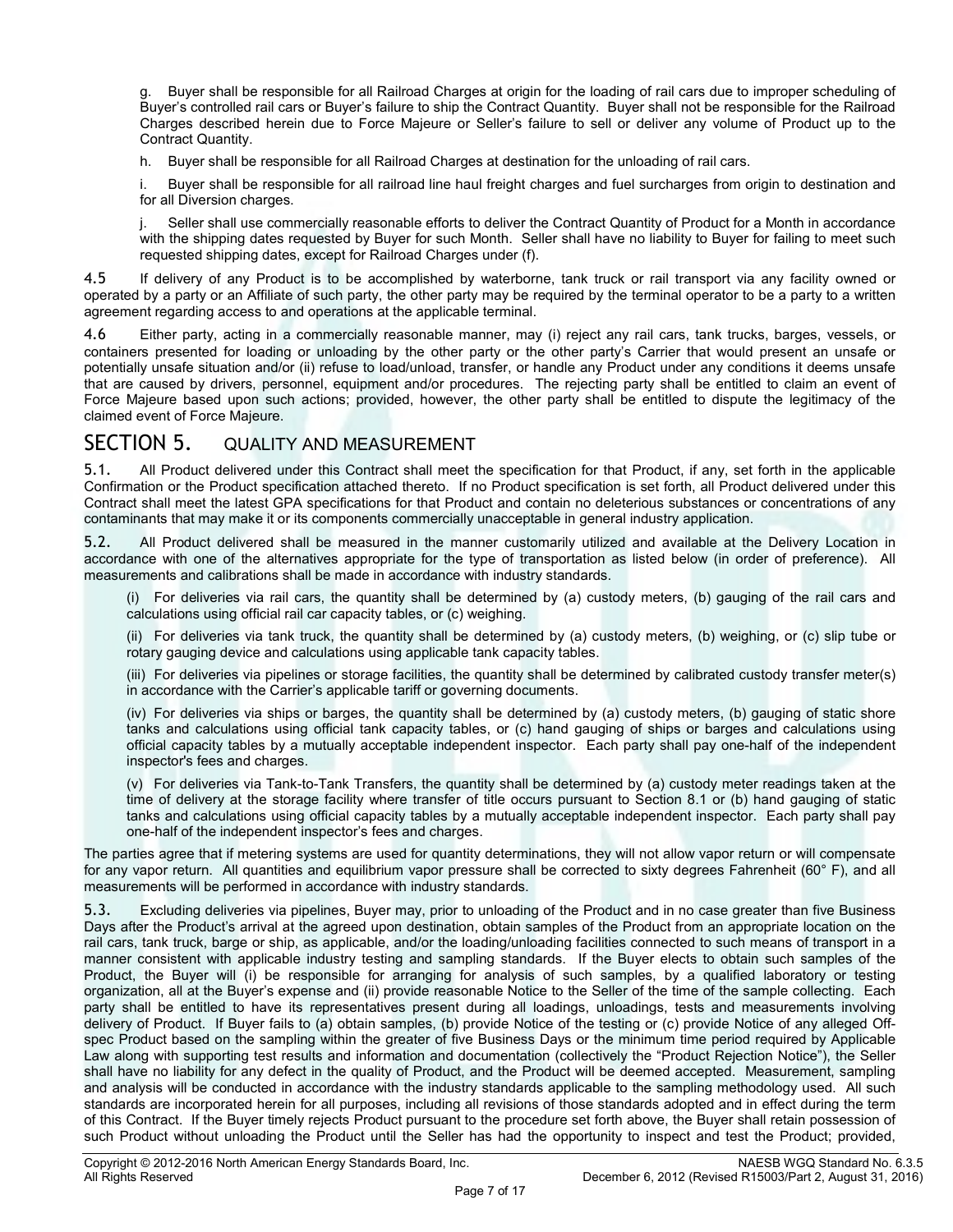g. Buyer shall be responsible for all Railroad Charges at origin for the loading of rail cars due to improper scheduling of Buyer's controlled rail cars or Buyer's failure to ship the Contract Quantity. Buyer shall not be responsible for the Railroad Charges described herein due to Force Majeure or Seller's failure to sell or deliver any volume of Product up to the Contract Quantity.

h. Buyer shall be responsible for all Railroad Charges at destination for the unloading of rail cars.

i. Buyer shall be responsible for all railroad line haul freight charges and fuel surcharges from origin to destination and for all Diversion charges.

j. Seller shall use commercially reasonable efforts to deliver the Contract Quantity of Product for a Month in accordance with the shipping dates requested by Buyer for such Month. Seller shall have no liability to Buyer for failing to meet such requested shipping dates, except for Railroad Charges under (f).

**4.5** If delivery of any Product is to be accomplished by waterborne, tank truck or rail transport via any facility owned or operated by a party or an Affiliate of such party, the other party may be required by the terminal operator to be a party to a written agreement regarding access to and operations at the applicable terminal.

**4.6** Either party, acting in a commercially reasonable manner, may (i) reject any rail cars, tank trucks, barges, vessels, or containers presented for loading or unloading by the other party or the other party's Carrier that would present an unsafe or potentially unsafe situation and/or (ii) refuse to load/unload, transfer, or handle any Product under any conditions it deems unsafe that are caused by drivers, personnel, equipment and/or procedures. The rejecting party shall be entitled to claim an event of Force Majeure based upon such actions; provided, however, the other party shall be entitled to dispute the legitimacy of the claimed event of Force Majeure.

## SECTION 5. QUALITY AND MEASUREMENT

**5.1.** All Product delivered under this Contract shall meet the specification for that Product, if any, set forth in the applicable Confirmation or the Product specification attached thereto. If no Product specification is set forth, all Product delivered under this Contract shall meet the latest GPA specifications for that Product and contain no deleterious substances or concentrations of any contaminants that may make it or its components commercially unacceptable in general industry application.

**5.2.** All Product delivered shall be measured in the manner customarily utilized and available at the Delivery Location in accordance with one of the alternatives appropriate for the type of transportation as listed below (in order of preference). All measurements and calibrations shall be made in accordance with industry standards.

(i) For deliveries via rail cars, the quantity shall be determined by (a) custody meters, (b) gauging of the rail cars and calculations using official rail car capacity tables, or (c) weighing.

(ii) For deliveries via tank truck, the quantity shall be determined by (a) custody meters, (b) weighing, or (c) slip tube or rotary gauging device and calculations using applicable tank capacity tables.

(iii) For deliveries via pipelines or storage facilities, the quantity shall be determined by calibrated custody transfer meter(s) in accordance with the Carrier's applicable tariff or governing documents.

(iv) For deliveries via ships or barges, the quantity shall be determined by (a) custody meters, (b) gauging of static shore tanks and calculations using official tank capacity tables, or (c) hand gauging of ships or barges and calculations using official capacity tables by a mutually acceptable independent inspector. Each party shall pay one-half of the independent inspector's fees and charges.

(v) For deliveries via Tank-to-Tank Transfers, the quantity shall be determined by (a) custody meter readings taken at the time of delivery at the storage facility where transfer of title occurs pursuant to Section 8.1 or (b) hand gauging of static tanks and calculations using official capacity tables by a mutually acceptable independent inspector. Each party shall pay one-half of the independent inspector's fees and charges.

The parties agree that if metering systems are used for quantity determinations, they will not allow vapor return or will compensate for any vapor return. All quantities and equilibrium vapor pressure shall be corrected to sixty degrees Fahrenheit (60° F), and all measurements will be performed in accordance with industry standards.

**5.3.** Excluding deliveries via pipelines, Buyer may, prior to unloading of the Product and in no case greater than five Business Days after the Product's arrival at the agreed upon destination, obtain samples of the Product from an appropriate location on the rail cars, tank truck, barge or ship, as applicable, and/or the loading/unloading facilities connected to such means of transport in a manner consistent with applicable industry testing and sampling standards. If the Buyer elects to obtain such samples of the Product, the Buyer will (i) be responsible for arranging for analysis of such samples, by a qualified laboratory or testing organization, all at the Buyer's expense and (ii) provide reasonable Notice to the Seller of the time of the sample collecting. Each party shall be entitled to have its representatives present during all loadings, unloadings, tests and measurements involving delivery of Product. If Buyer fails to (a) obtain samples, (b) provide Notice of the testing or (c) provide Notice of any alleged Off-spec Product based on the sampling within the greater of five Business Days or the minimum time period required by Applicable Law along with supporting test results and information and documentation (collectively the "Product Rejection Notice"), the Seller shall have no liability for any defect in the quality of Product, and the Product will be deemed accepted. Measurement, sampling and analysis will be conducted in accordance with the industry standards applicable to the sampling methodology used. All such standards are incorporated herein for all purposes, including all revisions of those standards adopted and in effect during the term of this Contract. If the Buyer timely rejects Product pursuant to the procedure set forth above, the Buyer shall retain possession of such Product without unloading the Product until the Seller has had the opportunity to inspect and test the Product; provided,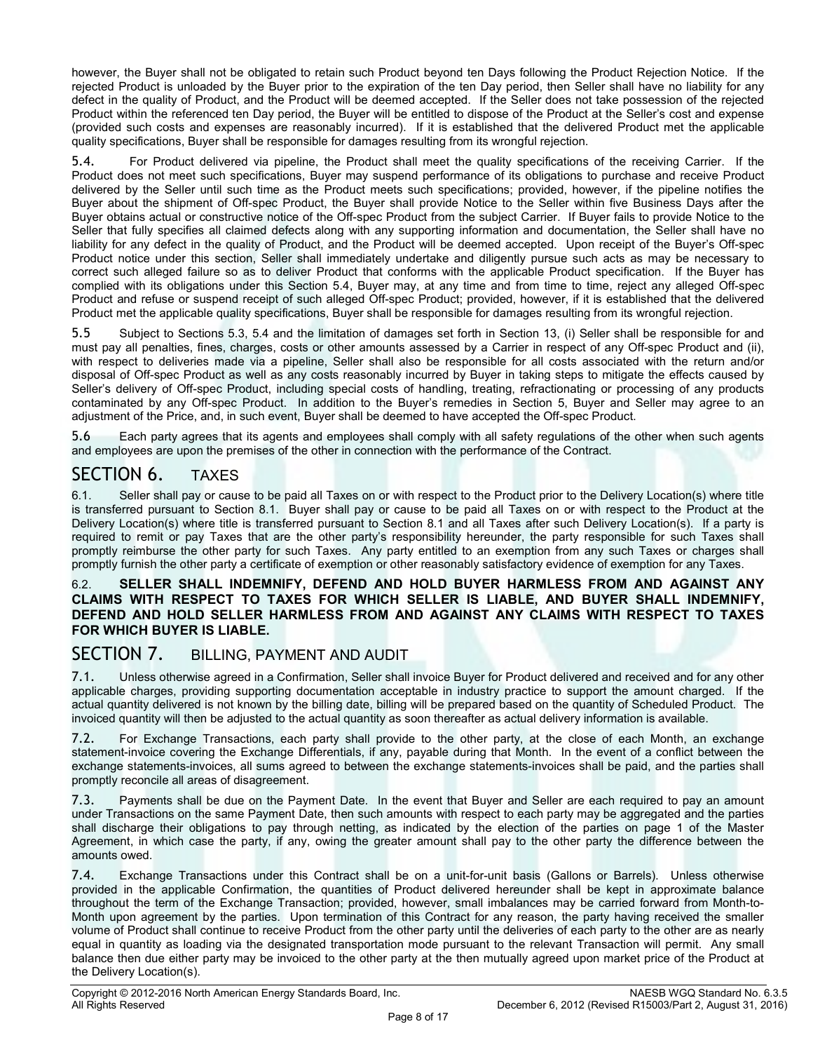however, the Buyer shall not be obligated to retain such Product beyond ten Days following the Product Rejection Notice. If the rejected Product is unloaded by the Buyer prior to the expiration of the ten Day period, then Seller shall have no liability for any defect in the quality of Product, and the Product will be deemed accepted. If the Seller does not take possession of the rejected Product within the referenced ten Day period, the Buyer will be entitled to dispose of the Product at the Seller's cost and expense (provided such costs and expenses are reasonably incurred). If it is established that the delivered Product met the applicable quality specifications, Buyer shall be responsible for damages resulting from its wrongful rejection.

5.4. For Product delivered via pipeline, the Product shall meet the quality specifications of the receiving Carrier. If the Product does not meet such specifications, Buyer may suspend performance of its obligations to purchase and receive Product delivered by the Seller until such time as the Product meets such specifications; provided, however, if the pipeline notifies the Buyer about the shipment of Off-spec Product, the Buyer shall provide Notice to the Seller within five Business Days after the Buyer obtains actual or constructive notice of the Off-spec Product from the subject Carrier. If Buyer fails to provide Notice to the Seller that fully specifies all claimed defects along with any supporting information and documentation, the Seller shall have no liability for any defect in the quality of Product, and the Product will be deemed accepted. Upon receipt of the Buyer's Off-spec Product notice under this section, Seller shall immediately undertake and diligently pursue such acts as may be necessary to correct such alleged failure so as to deliver Product that conforms with the applicable Product specification. If the Buyer has complied with its obligations under this Section 5.4, Buyer may, at any time and from time to time, reject any alleged Off-spec Product and refuse or suspend receipt of such alleged Off-spec Product; provided, however, if it is established that the delivered Product met the applicable quality specifications, Buyer shall be responsible for damages resulting from its wrongful rejection.

5.5 Subject to Sections 5.3, 5.4 and the limitation of damages set forth in Section 13, (i) Seller shall be responsible for and must pay all penalties, fines, charges, costs or other amounts assessed by a Carrier in respect of any Off-spec Product and (ii), with respect to deliveries made via a pipeline, Seller shall also be responsible for all costs associated with the return and/or disposal of Off-spec Product as well as any costs reasonably incurred by Buyer in taking steps to mitigate the effects caused by Seller's delivery of Off-spec Product, including special costs of handling, treating, refractionating or processing of any products contaminated by any Off-spec Product. In addition to the Buyer's remedies in Section 5, Buyer and Seller may agree to an adjustment of the Price, and, in such event, Buyer shall be deemed to have accepted the Off-spec Product.

5.6 Each party agrees that its agents and employees shall comply with all safety regulations of the other when such agents and employees are upon the premises of the other in connection with the performance of the Contract.

## SECTION 6. TAXES

6.1. Seller shall pay or cause to be paid all Taxes on or with respect to the Product prior to the Delivery Location(s) where title is transferred pursuant to Section 8.1. Buyer shall pay or cause to be paid all Taxes on or with respect to the Product at the Delivery Location(s) where title is transferred pursuant to Section 8.1 and all Taxes after such Delivery Location(s). If a party is required to remit or pay Taxes that are the other party's responsibility hereunder, the party responsible for such Taxes shall promptly reimburse the other party for such Taxes. Any party entitled to an exemption from any such Taxes or charges shall promptly furnish the other party a certificate of exemption or other reasonably satisfactory evidence of exemption for any Taxes.

6.2. **SELLER SHALL INDEMNIFY, DEFEND AND HOLD BUYER HARMLESS FROM AND AGAINST ANY CLAIMS WITH RESPECT TO TAXES FOR WHICH SELLER IS LIABLE, AND BUYER SHALL INDEMNIFY, DEFEND AND HOLD SELLER HARMLESS FROM AND AGAINST ANY CLAIMS WITH RESPECT TO TAXES FOR WHICH BUYER IS LIABLE.**

## SECTION 7. BILLING, PAYMENT AND AUDIT

7.1. Unless otherwise agreed in a Confirmation, Seller shall invoice Buyer for Product delivered and received and for any other applicable charges, providing supporting documentation acceptable in industry practice to support the amount charged. If the actual quantity delivered is not known by the billing date, billing will be prepared based on the quantity of Scheduled Product. The invoiced quantity will then be adjusted to the actual quantity as soon thereafter as actual delivery information is available.

7.2. For Exchange Transactions, each party shall provide to the other party, at the close of each Month, an exchange statement-invoice covering the Exchange Differentials, if any, payable during that Month. In the event of a conflict between the exchange statements-invoices, all sums agreed to between the exchange statements-invoices shall be paid, and the parties shall promptly reconcile all areas of disagreement.

7.3. Payments shall be due on the Payment Date. In the event that Buyer and Seller are each required to pay an amount under Transactions on the same Payment Date, then such amounts with respect to each party may be aggregated and the parties shall discharge their obligations to pay through netting, as indicated by the election of the parties on page 1 of the Master Agreement, in which case the party, if any, owing the greater amount shall pay to the other party the difference between the amounts owed.

7.4. Exchange Transactions under this Contract shall be on a unit-for-unit basis (Gallons or Barrels). Unless otherwise provided in the applicable Confirmation, the quantities of Product delivered hereunder shall be kept in approximate balance throughout the term of the Exchange Transaction; provided, however, small imbalances may be carried forward from Month-to-Month upon agreement by the parties. Upon termination of this Contract for any reason, the party having received the smaller volume of Product shall continue to receive Product from the other party until the deliveries of each party to the other are as nearly equal in quantity as loading via the designated transportation mode pursuant to the relevant Transaction will permit. Any small balance then due either party may be invoiced to the other party at the then mutually agreed upon market price of the Product at the Delivery Location(s).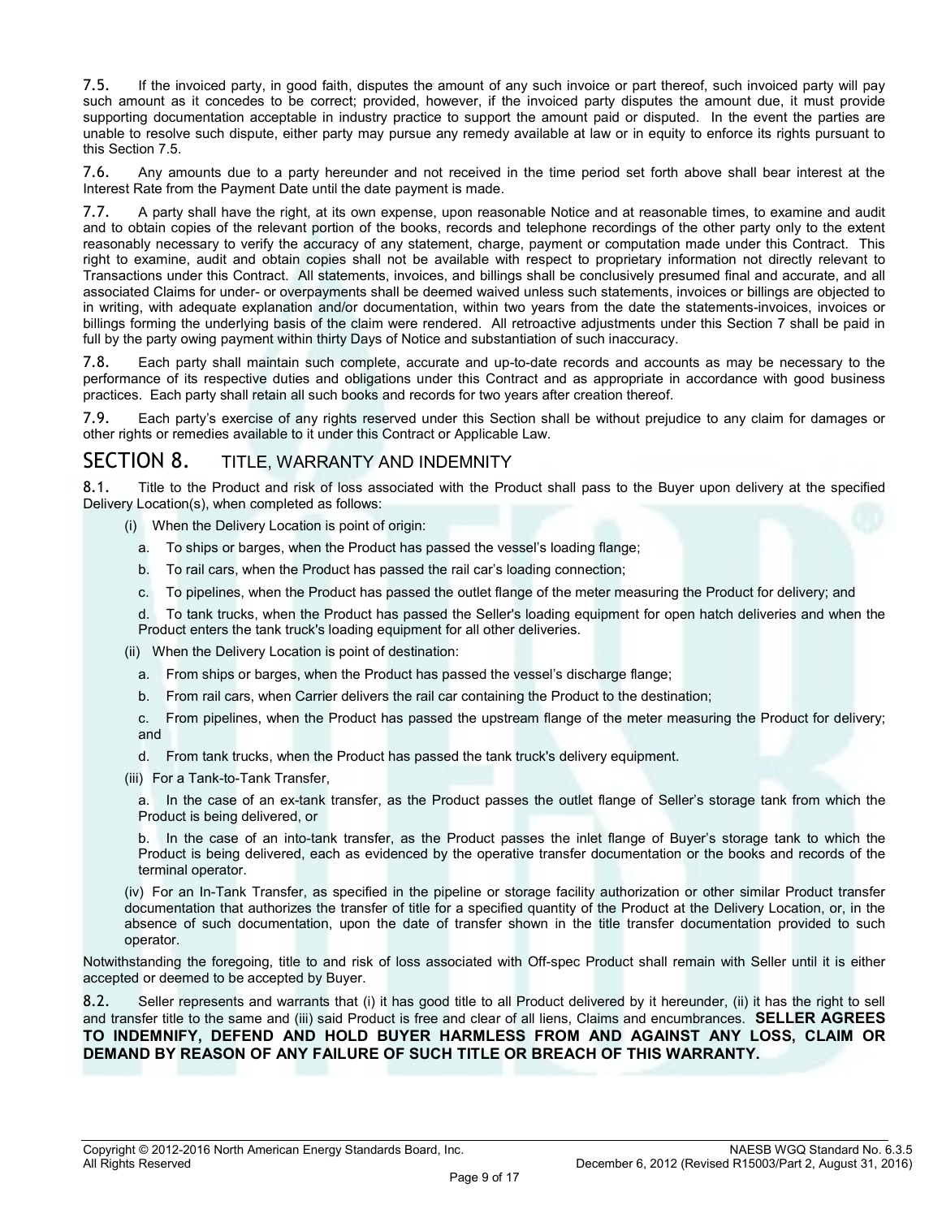7.5. If the invoiced party, in good faith, disputes the amount of any such invoice or part thereof, such invoiced party will pay such amount as it concedes to be correct; provided, however, if the invoiced party disputes the amount due, it must provide supporting documentation acceptable in industry practice to support the amount paid or disputed. In the event the parties are unable to resolve such dispute, either party may pursue any remedy available at law or in equity to enforce its rights pursuant to this Section 7.5.

7.6. Any amounts due to a party hereunder and not received in the time period set forth above shall bear interest at the Interest Rate from the Payment Date until the date payment is made.

7.7. A party shall have the right, at its own expense, upon reasonable Notice and at reasonable times, to examine and audit and to obtain copies of the relevant portion of the books, records and telephone recordings of the other party only to the extent reasonably necessary to verify the accuracy of any statement, charge, payment or computation made under this Contract. This right to examine, audit and obtain copies shall not be available with respect to proprietary information not directly relevant to Transactions under this Contract. All statements, invoices, and billings shall be conclusively presumed final and accurate, and all associated Claims for under- or overpayments shall be deemed waived unless such statements, invoices or billings are objected to in writing, with adequate explanation and/or documentation, within two years from the date the statements-invoices, invoices or billings forming the underlying basis of the claim were rendered. All retroactive adjustments under this Section 7 shall be paid in full by the party owing payment within thirty Days of Notice and substantiation of such inaccuracy.

7.8. Each party shall maintain such complete, accurate and up-to-date records and accounts as may be necessary to the performance of its respective duties and obligations under this Contract and as appropriate in accordance with good business practices. Each party shall retain all such books and records for two years after creation thereof.

7.9. Each party's exercise of any rights reserved under this Section shall be without prejudice to any claim for damages or other rights or remedies available to it under this Contract or Applicable Law.

## SECTION 8. TITLE, WARRANTY AND INDEMNITY

8.1. Title to the Product and risk of loss associated with the Product shall pass to the Buyer upon delivery at the specified Delivery Location(s), when completed as follows:

(i) When the Delivery Location is point of origin:

a. To ships or barges, when the Product has passed the vessel's loading flange;

b. To rail cars, when the Product has passed the rail car's loading connection;

c. To pipelines, when the Product has passed the outlet flange of the meter measuring the Product for delivery; and

d. To tank trucks, when the Product has passed the Seller's loading equipment for open hatch deliveries and when the Product enters the tank truck's loading equipment for all other deliveries.

(ii) When the Delivery Location is point of destination:

a. From ships or barges, when the Product has passed the vessel's discharge flange;

b. From rail cars, when Carrier delivers the rail car containing the Product to the destination;

c. From pipelines, when the Product has passed the upstream flange of the meter measuring the Product for delivery; and

d. From tank trucks, when the Product has passed the tank truck's delivery equipment.

(iii) For a Tank-to-Tank Transfer,

a. In the case of an ex-tank transfer, as the Product passes the outlet flange of Seller's storage tank from which the Product is being delivered, or

b. In the case of an into-tank transfer, as the Product passes the inlet flange of Buyer's storage tank to which the Product is being delivered, each as evidenced by the operative transfer documentation or the books and records of the terminal operator.

(iv) For an In-Tank Transfer, as specified in the pipeline or storage facility authorization or other similar Product transfer documentation that authorizes the transfer of title for a specified quantity of the Product at the Delivery Location, or, in the absence of such documentation, upon the date of transfer shown in the title transfer documentation provided to such operator.

Notwithstanding the foregoing, title to and risk of loss associated with Off-spec Product shall remain with Seller until it is either accepted or deemed to be accepted by Buyer.

8.2. Seller represents and warrants that (i) it has good title to all Product delivered by it hereunder, (ii) it has the right to sell and transfer title to the same and (iii) said Product is free and clear of all liens, Claims and encumbrances. **SELLER AGREES TO INDEMNIFY, DEFEND AND HOLD BUYER HARMLESS FROM AND AGAINST ANY LOSS, CLAIM OR DEMAND BY REASON OF ANY FAILURE OF SUCH TITLE OR BREACH OF THIS WARRANTY.**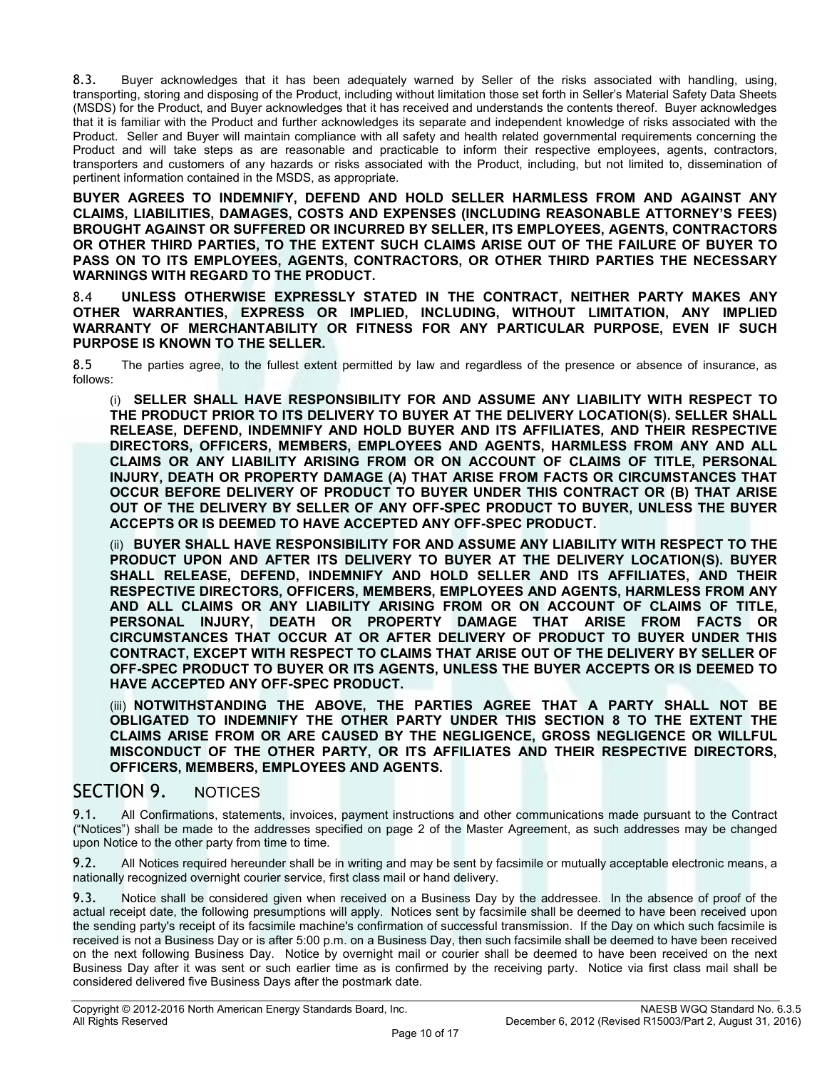8.3. Buyer acknowledges that it has been adequately warned by Seller of the risks associated with handling, using, transporting, storing and disposing of the Product, including without limitation those set forth in Seller's Material Safety Data Sheets (MSDS) for the Product, and Buyer acknowledges that it has received and understands the contents thereof. Buyer acknowledges that it is familiar with the Product and further acknowledges its separate and independent knowledge of risks associated with the Product. Seller and Buyer will maintain compliance with all safety and health related governmental requirements concerning the Product and will take steps as are reasonable and practicable to inform their respective employees, agents, contractors, transporters and customers of any hazards or risks associated with the Product, including, but not limited to, dissemination of pertinent information contained in the MSDS, as appropriate.

**BUYER AGREES TO INDEMNIFY, DEFEND AND HOLD SELLER HARMLESS FROM AND AGAINST ANY CLAIMS, LIABILITIES, DAMAGES, COSTS AND EXPENSES (INCLUDING REASONABLE ATTORNEY'S FEES) BROUGHT AGAINST OR SUFFERED OR INCURRED BY SELLER, ITS EMPLOYEES, AGENTS, CONTRACTORS OR OTHER THIRD PARTIES, TO THE EXTENT SUCH CLAIMS ARISE OUT OF THE FAILURE OF BUYER TO PASS ON TO ITS EMPLOYEES, AGENTS, CONTRACTORS, OR OTHER THIRD PARTIES THE NECESSARY WARNINGS WITH REGARD TO THE PRODUCT.**

8.4 **UNLESS OTHERWISE EXPRESSLY STATED IN THE CONTRACT, NEITHER PARTY MAKES ANY OTHER WARRANTIES, EXPRESS OR IMPLIED, INCLUDING, WITHOUT LIMITATION, ANY IMPLIED WARRANTY OF MERCHANTABILITY OR FITNESS FOR ANY PARTICULAR PURPOSE, EVEN IF SUCH PURPOSE IS KNOWN TO THE SELLER.**

8.5 The parties agree, to the fullest extent permitted by law and regardless of the presence or absence of insurance, as follows:

(i) **SELLER SHALL HAVE RESPONSIBILITY FOR AND ASSUME ANY LIABILITY WITH RESPECT TO THE PRODUCT PRIOR TO ITS DELIVERY TO BUYER AT THE DELIVERY LOCATION(S). SELLER SHALL RELEASE, DEFEND, INDEMNIFY AND HOLD BUYER AND ITS AFFILIATES, AND THEIR RESPECTIVE DIRECTORS, OFFICERS, MEMBERS, EMPLOYEES AND AGENTS, HARMLESS FROM ANY AND ALL CLAIMS OR ANY LIABILITY ARISING FROM OR ON ACCOUNT OF CLAIMS OF TITLE, PERSONAL INJURY, DEATH OR PROPERTY DAMAGE (A) THAT ARISE FROM FACTS OR CIRCUMSTANCES THAT OCCUR BEFORE DELIVERY OF PRODUCT TO BUYER UNDER THIS CONTRACT OR (B) THAT ARISE OUT OF THE DELIVERY BY SELLER OF ANY OFF-SPEC PRODUCT TO BUYER, UNLESS THE BUYER ACCEPTS OR IS DEEMED TO HAVE ACCEPTED ANY OFF-SPEC PRODUCT.**

(ii) **BUYER SHALL HAVE RESPONSIBILITY FOR AND ASSUME ANY LIABILITY WITH RESPECT TO THE PRODUCT UPON AND AFTER ITS DELIVERY TO BUYER AT THE DELIVERY LOCATION(S). BUYER SHALL RELEASE, DEFEND, INDEMNIFY AND HOLD SELLER AND ITS AFFILIATES, AND THEIR RESPECTIVE DIRECTORS, OFFICERS, MEMBERS, EMPLOYEES AND AGENTS, HARMLESS FROM ANY AND ALL CLAIMS OR ANY LIABILITY ARISING FROM OR ON ACCOUNT OF CLAIMS OF TITLE, PERSONAL INJURY, DEATH OR PROPERTY DAMAGE THAT ARISE FROM FACTS OR CIRCUMSTANCES THAT OCCUR AT OR AFTER DELIVERY OF PRODUCT TO BUYER UNDER THIS CONTRACT, EXCEPT WITH RESPECT TO CLAIMS THAT ARISE OUT OF THE DELIVERY BY SELLER OF OFF-SPEC PRODUCT TO BUYER OR ITS AGENTS, UNLESS THE BUYER ACCEPTS OR IS DEEMED TO HAVE ACCEPTED ANY OFF-SPEC PRODUCT.**

(iii) **NOTWITHSTANDING THE ABOVE, THE PARTIES AGREE THAT A PARTY SHALL NOT BE OBLIGATED TO INDEMNIFY THE OTHER PARTY UNDER THIS SECTION 8 TO THE EXTENT THE CLAIMS ARISE FROM OR ARE CAUSED BY THE NEGLIGENCE, GROSS NEGLIGENCE OR WILLFUL MISCONDUCT OF THE OTHER PARTY, OR ITS AFFILIATES AND THEIR RESPECTIVE DIRECTORS, OFFICERS, MEMBERS, EMPLOYEES AND AGENTS.**

## SECTION 9. NOTICES

9.1. All Confirmations, statements, invoices, payment instructions and other communications made pursuant to the Contract ("Notices") shall be made to the addresses specified on page 2 of the Master Agreement, as such addresses may be changed upon Notice to the other party from time to time.

9.2. All Notices required hereunder shall be in writing and may be sent by facsimile or mutually acceptable electronic means, a nationally recognized overnight courier service, first class mail or hand delivery.

9.3. Notice shall be considered given when received on a Business Day by the addressee. In the absence of proof of the actual receipt date, the following presumptions will apply. Notices sent by facsimile shall be deemed to have been received upon the sending party's receipt of its facsimile machine's confirmation of successful transmission. If the Day on which such facsimile is received is not a Business Day or is after 5:00 p.m. on a Business Day, then such facsimile shall be deemed to have been received on the next following Business Day. Notice by overnight mail or courier shall be deemed to have been received on the next Business Day after it was sent or such earlier time as is confirmed by the receiving party. Notice via first class mail shall be considered delivered five Business Days after the postmark date.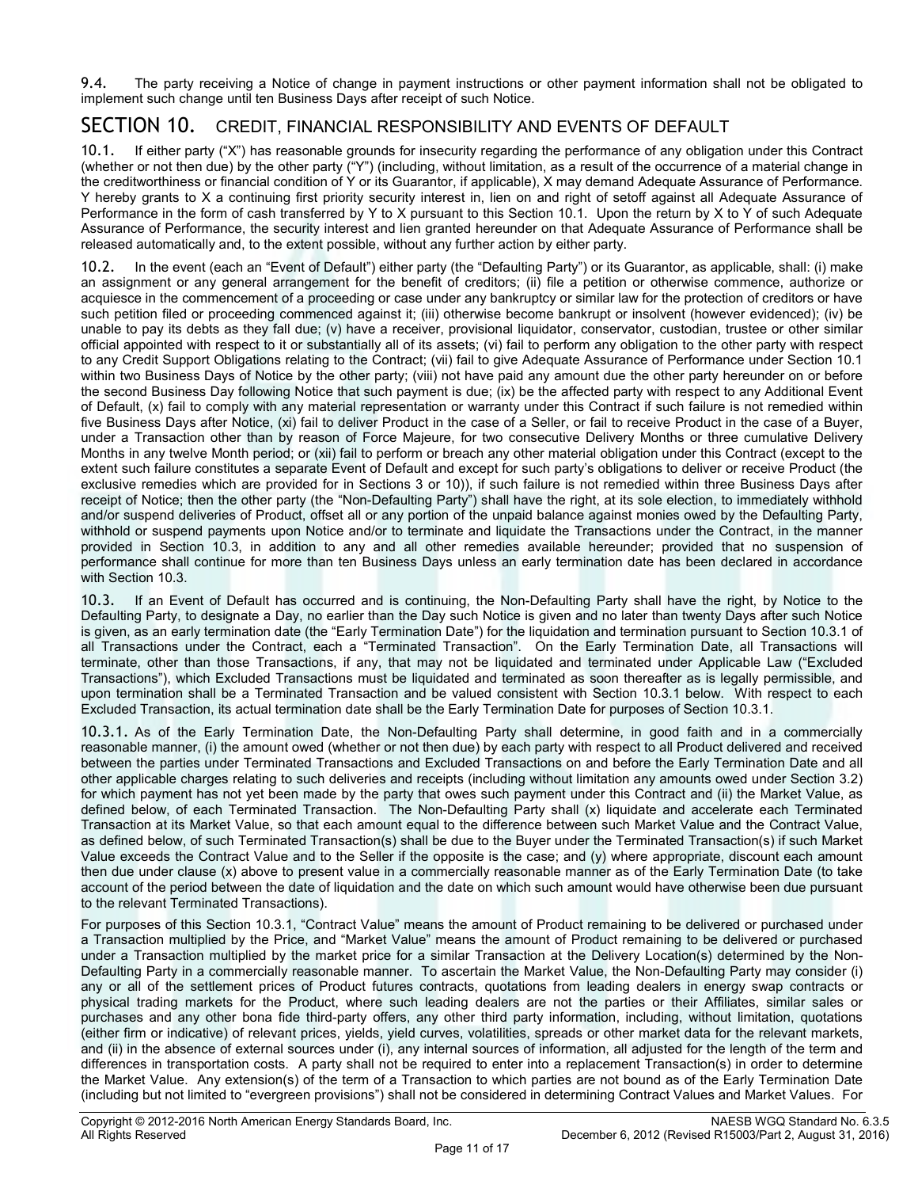**9.4.** The party receiving a Notice of change in payment instructions or other payment information shall not be obligated to implement such change until ten Business Days after receipt of such Notice.

## SECTION 10. CREDIT, FINANCIAL RESPONSIBILITY AND EVENTS OF DEFAULT

**10.1.** If either party ("X") has reasonable grounds for insecurity regarding the performance of any obligation under this Contract (whether or not then due) by the other party ("Y") (including, without limitation, as a result of the occurrence of a material change in the creditworthiness or financial condition of Y or its Guarantor, if applicable), X may demand Adequate Assurance of Performance. Y hereby grants to X a continuing first priority security interest in, lien on and right of setoff against all Adequate Assurance of Performance in the form of cash transferred by Y to X pursuant to this Section 10.1. Upon the return by X to Y of such Adequate Assurance of Performance, the security interest and lien granted hereunder on that Adequate Assurance of Performance shall be released automatically and, to the extent possible, without any further action by either party.

**10.2.** In the event (each an "Event of Default") either party (the "Defaulting Party") or its Guarantor, as applicable, shall: (i) make an assignment or any general arrangement for the benefit of creditors; (ii) file a petition or otherwise commence, authorize or acquiesce in the commencement of a proceeding or case under any bankruptcy or similar law for the protection of creditors or have such petition filed or proceeding commenced against it; (iii) otherwise become bankrupt or insolvent (however evidenced); (iv) be unable to pay its debts as they fall due; (v) have a receiver, provisional liquidator, conservator, custodian, trustee or other similar official appointed with respect to it or substantially all of its assets; (vi) fail to perform any obligation to the other party with respect to any Credit Support Obligations relating to the Contract; (vii) fail to give Adequate Assurance of Performance under Section 10.1 within two Business Days of Notice by the other party; (viii) not have paid any amount due the other party hereunder on or before the second Business Day following Notice that such payment is due; (ix) be the affected party with respect to any Additional Event of Default, (x) fail to comply with any material representation or warranty under this Contract if such failure is not remedied within five Business Days after Notice, (xi) fail to deliver Product in the case of a Seller, or fail to receive Product in the case of a Buyer, under a Transaction other than by reason of Force Majeure, for two consecutive Delivery Months or three cumulative Delivery Months in any twelve Month period; or (xii) fail to perform or breach any other material obligation under this Contract (except to the extent such failure constitutes a separate Event of Default and except for such party's obligations to deliver or receive Product (the exclusive remedies which are provided for in Sections 3 or 10)), if such failure is not remedied within three Business Days after receipt of Notice; then the other party (the "Non-Defaulting Party") shall have the right, at its sole election, to immediately withhold and/or suspend deliveries of Product, offset all or any portion of the unpaid balance against monies owed by the Defaulting Party, withhold or suspend payments upon Notice and/or to terminate and liquidate the Transactions under the Contract, in the manner provided in Section 10.3, in addition to any and all other remedies available hereunder; provided that no suspension of performance shall continue for more than ten Business Days unless an early termination date has been declared in accordance with Section 10.3.

**10.3.** If an Event of Default has occurred and is continuing, the Non-Defaulting Party shall have the right, by Notice to the Defaulting Party, to designate a Day, no earlier than the Day such Notice is given and no later than twenty Days after such Notice is given, as an early termination date (the "Early Termination Date") for the liquidation and termination pursuant to Section 10.3.1 of all Transactions under the Contract, each a "Terminated Transaction". On the Early Termination Date, all Transactions will terminate, other than those Transactions, if any, that may not be liquidated and terminated under Applicable Law ("Excluded Transactions"), which Excluded Transactions must be liquidated and terminated as soon thereafter as is legally permissible, and upon termination shall be a Terminated Transaction and be valued consistent with Section 10.3.1 below. With respect to each Excluded Transaction, its actual termination date shall be the Early Termination Date for purposes of Section 10.3.1.

**10.3.1.** As of the Early Termination Date, the Non-Defaulting Party shall determine, in good faith and in a commercially reasonable manner, (i) the amount owed (whether or not then due) by each party with respect to all Product delivered and received between the parties under Terminated Transactions and Excluded Transactions on and before the Early Termination Date and all other applicable charges relating to such deliveries and receipts (including without limitation any amounts owed under Section 3.2) for which payment has not yet been made by the party that owes such payment under this Contract and (ii) the Market Value, as defined below, of each Terminated Transaction. The Non-Defaulting Party shall (x) liquidate and accelerate each Terminated Transaction at its Market Value, so that each amount equal to the difference between such Market Value and the Contract Value, as defined below, of such Terminated Transaction(s) shall be due to the Buyer under the Terminated Transaction(s) if such Market Value exceeds the Contract Value and to the Seller if the opposite is the case; and (y) where appropriate, discount each amount then due under clause (x) above to present value in a commercially reasonable manner as of the Early Termination Date (to take account of the period between the date of liquidation and the date on which such amount would have otherwise been due pursuant to the relevant Terminated Transactions).

For purposes of this Section 10.3.1, "Contract Value" means the amount of Product remaining to be delivered or purchased under a Transaction multiplied by the Price, and "Market Value" means the amount of Product remaining to be delivered or purchased under a Transaction multiplied by the market price for a similar Transaction at the Delivery Location(s) determined by the Non-Defaulting Party in a commercially reasonable manner. To ascertain the Market Value, the Non-Defaulting Party may consider (i) any or all of the settlement prices of Product futures contracts, quotations from leading dealers in energy swap contracts or physical trading markets for the Product, where such leading dealers are not the parties or their Affiliates, similar sales or purchases and any other bona fide third-party offers, any other third party information, including, without limitation, quotations (either firm or indicative) of relevant prices, yields, yield curves, volatilities, spreads or other market data for the relevant markets, and (ii) in the absence of external sources under (i), any internal sources of information, all adjusted for the length of the term and differences in transportation costs. A party shall not be required to enter into a replacement Transaction(s) in order to determine the Market Value. Any extension(s) of the term of a Transaction to which parties are not bound as of the Early Termination Date (including but not limited to "evergreen provisions") shall not be considered in determining Contract Values and Market Values. For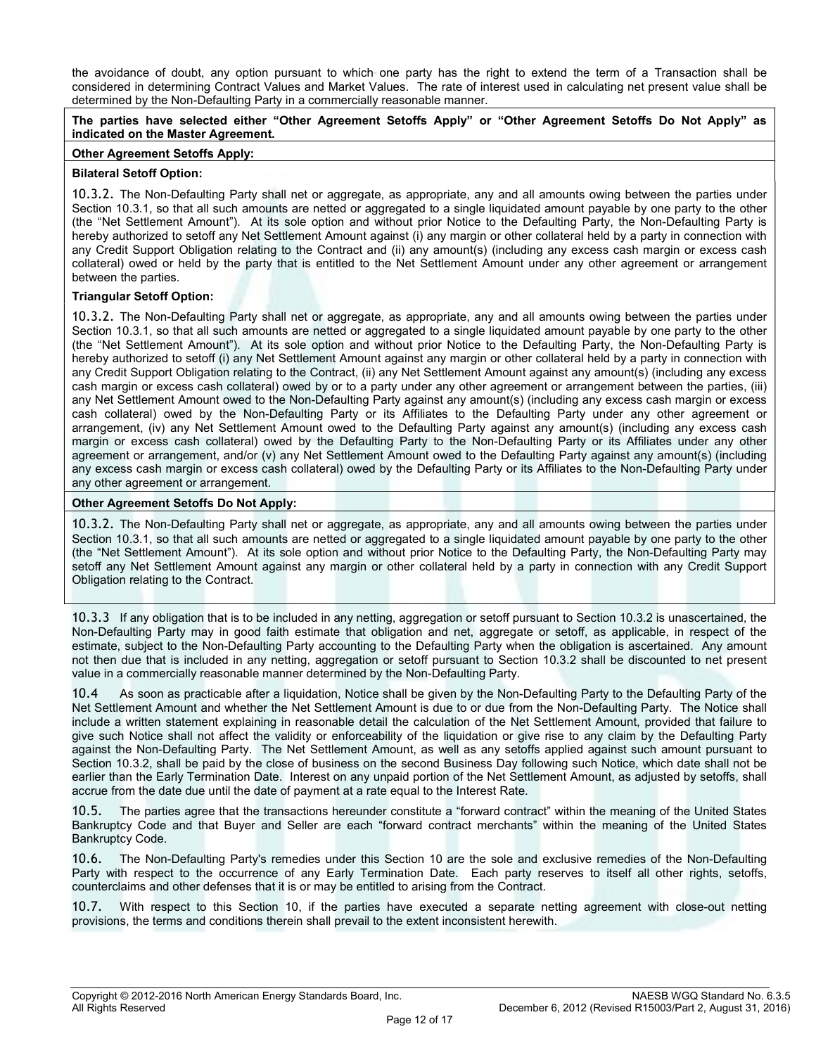the avoidance of doubt, any option pursuant to which one party has the right to extend the term of a Transaction shall be considered in determining Contract Values and Market Values. The rate of interest used in calculating net present value shall be determined by the Non-Defaulting Party in a commercially reasonable manner.

**The parties have selected either "Other Agreement Setoffs Apply" or "Other Agreement Setoffs Do Not Apply" as indicated on the Master Agreement.**

**Other Agreement Setoffs Apply:**

**Bilateral Setoff Option:**

10.3.2. The Non-Defaulting Party shall net or aggregate, as appropriate, any and all amounts owing between the parties under Section 10.3.1, so that all such amounts are netted or aggregated to a single liquidated amount payable by one party to the other (the "Net Settlement Amount"). At its sole option and without prior Notice to the Defaulting Party, the Non-Defaulting Party is hereby authorized to setoff any Net Settlement Amount against (i) any margin or other collateral held by a party in connection with any Credit Support Obligation relating to the Contract and (ii) any amount(s) (including any excess cash margin or excess cash collateral) owed or held by the party that is entitled to the Net Settlement Amount under any other agreement or arrangement between the parties.

**Triangular Setoff Option:**

10.3.2. The Non-Defaulting Party shall net or aggregate, as appropriate, any and all amounts owing between the parties under Section 10.3.1, so that all such amounts are netted or aggregated to a single liquidated amount payable by one party to the other (the "Net Settlement Amount"). At its sole option and without prior Notice to the Defaulting Party, the Non-Defaulting Party is hereby authorized to setoff (i) any Net Settlement Amount against any margin or other collateral held by a party in connection with any Credit Support Obligation relating to the Contract, (ii) any Net Settlement Amount against any amount(s) (including any excess cash margin or excess cash collateral) owed by or to a party under any other agreement or arrangement between the parties, (iii) any Net Settlement Amount owed to the Non-Defaulting Party against any amount(s) (including any excess cash margin or excess cash collateral) owed by the Non-Defaulting Party or its Affiliates to the Defaulting Party under any other agreement or arrangement, (iv) any Net Settlement Amount owed to the Defaulting Party against any amount(s) (including any excess cash margin or excess cash collateral) owed by the Defaulting Party to the Non-Defaulting Party or its Affiliates under any other agreement or arrangement, and/or (v) any Net Settlement Amount owed to the Defaulting Party against any amount(s) (including any excess cash margin or excess cash collateral) owed by the Defaulting Party or its Affiliates to the Non-Defaulting Party under any other agreement or arrangement.

**Other Agreement Setoffs Do Not Apply:**

10.3.2. The Non-Defaulting Party shall net or aggregate, as appropriate, any and all amounts owing between the parties under Section 10.3.1, so that all such amounts are netted or aggregated to a single liquidated amount payable by one party to the other (the "Net Settlement Amount"). At its sole option and without prior Notice to the Defaulting Party, the Non-Defaulting Party may setoff any Net Settlement Amount against any margin or other collateral held by a party in connection with any Credit Support Obligation relating to the Contract.

10.3.3 If any obligation that is to be included in any netting, aggregation or setoff pursuant to Section 10.3.2 is unascertained, the Non-Defaulting Party may in good faith estimate that obligation and net, aggregate or setoff, as applicable, in respect of the estimate, subject to the Non-Defaulting Party accounting to the Defaulting Party when the obligation is ascertained. Any amount not then due that is included in any netting, aggregation or setoff pursuant to Section 10.3.2 shall be discounted to net present value in a commercially reasonable manner determined by the Non-Defaulting Party.

10.4 As soon as practicable after a liquidation, Notice shall be given by the Non-Defaulting Party to the Defaulting Party of the Net Settlement Amount and whether the Net Settlement Amount is due to or due from the Non-Defaulting Party. The Notice shall include a written statement explaining in reasonable detail the calculation of the Net Settlement Amount, provided that failure to give such Notice shall not affect the validity or enforceability of the liquidation or give rise to any claim by the Defaulting Party against the Non-Defaulting Party. The Net Settlement Amount, as well as any setoffs applied against such amount pursuant to Section 10.3.2, shall be paid by the close of business on the second Business Day following such Notice, which date shall not be earlier than the Early Termination Date. Interest on any unpaid portion of the Net Settlement Amount, as adjusted by setoffs, shall accrue from the date due until the date of payment at a rate equal to the Interest Rate.

10.5. The parties agree that the transactions hereunder constitute a "forward contract" within the meaning of the United States Bankruptcy Code and that Buyer and Seller are each "forward contract merchants" within the meaning of the United States Bankruptcy Code.

10.6. The Non-Defaulting Party's remedies under this Section 10 are the sole and exclusive remedies of the Non-Defaulting Party with respect to the occurrence of any Early Termination Date. Each party reserves to itself all other rights, setoffs, counterclaims and other defenses that it is or may be entitled to arising from the Contract.

10.7. With respect to this Section 10, if the parties have executed a separate netting agreement with close-out netting provisions, the terms and conditions therein shall prevail to the extent inconsistent herewith.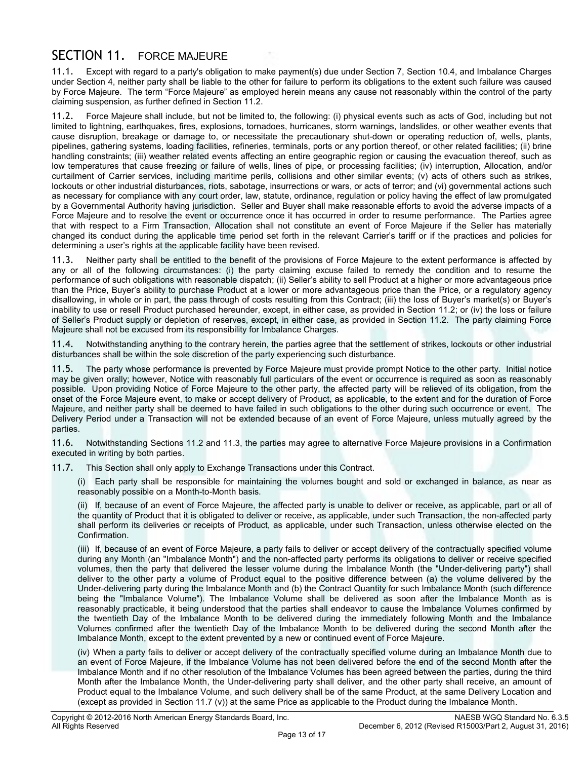## SECTION 11. FORCE MAJEURE

11.1. Except with regard to a party's obligation to make payment(s) due under Section 7, Section 10.4, and Imbalance Charges under Section 4, neither party shall be liable to the other for failure to perform its obligations to the extent such failure was caused by Force Majeure. The term "Force Majeure" as employed herein means any cause not reasonably within the control of the party claiming suspension, as further defined in Section 11.2.

11.2. Force Majeure shall include, but not be limited to, the following: (i) physical events such as acts of God, including but not limited to lightning, earthquakes, fires, explosions, tornadoes, hurricanes, storm warnings, landslides, or other weather events that cause disruption, breakage or damage to, or necessitate the precautionary shut-down or operating reduction of, wells, plants, pipelines, gathering systems, loading facilities, refineries, terminals, ports or any portion thereof, or other related facilities; (ii) brine handling constraints; (iii) weather related events affecting an entire geographic region or causing the evacuation thereof, such as low temperatures that cause freezing or failure of wells, lines of pipe, or processing facilities; (iv) interruption, Allocation, and/or curtailment of Carrier services, including maritime perils, collisions and other similar events; (v) acts of others such as strikes, lockouts or other industrial disturbances, riots, sabotage, insurrections or wars, or acts of terror; and (vi) governmental actions such as necessary for compliance with any court order, law, statute, ordinance, regulation or policy having the effect of law promulgated by a Governmental Authority having jurisdiction. Seller and Buyer shall make reasonable efforts to avoid the adverse impacts of a Force Majeure and to resolve the event or occurrence once it has occurred in order to resume performance. The Parties agree that with respect to a Firm Transaction, Allocation shall not constitute an event of Force Majeure if the Seller has materially changed its conduct during the applicable time period set forth in the relevant Carrier's tariff or if the practices and policies for determining a user's rights at the applicable facility have been revised.

11.3. Neither party shall be entitled to the benefit of the provisions of Force Majeure to the extent performance is affected by any or all of the following circumstances: (i) the party claiming excuse failed to remedy the condition and to resume the performance of such obligations with reasonable dispatch; (ii) Seller's ability to sell Product at a higher or more advantageous price than the Price, Buyer's ability to purchase Product at a lower or more advantageous price than the Price, or a regulatory agency disallowing, in whole or in part, the pass through of costs resulting from this Contract; (iii) the loss of Buyer's market(s) or Buyer's inability to use or resell Product purchased hereunder, except, in either case, as provided in Section 11.2; or (iv) the loss or failure of Seller's Product supply or depletion of reserves, except, in either case, as provided in Section 11.2. The party claiming Force Majeure shall not be excused from its responsibility for Imbalance Charges.

11.4. Notwithstanding anything to the contrary herein, the parties agree that the settlement of strikes, lockouts or other industrial disturbances shall be within the sole discretion of the party experiencing such disturbance.

11.5. The party whose performance is prevented by Force Majeure must provide prompt Notice to the other party. Initial notice may be given orally; however, Notice with reasonably full particulars of the event or occurrence is required as soon as reasonably possible. Upon providing Notice of Force Majeure to the other party, the affected party will be relieved of its obligation, from the onset of the Force Majeure event, to make or accept delivery of Product, as applicable, to the extent and for the duration of Force Majeure, and neither party shall be deemed to have failed in such obligations to the other during such occurrence or event. The Delivery Period under a Transaction will not be extended because of an event of Force Majeure, unless mutually agreed by the parties.

11.6. Notwithstanding Sections 11.2 and 11.3, the parties may agree to alternative Force Majeure provisions in a Confirmation executed in writing by both parties.

11.7. This Section shall only apply to Exchange Transactions under this Contract.

(i) Each party shall be responsible for maintaining the volumes bought and sold or exchanged in balance, as near as reasonably possible on a Month-to-Month basis.

(ii) If, because of an event of Force Majeure, the affected party is unable to deliver or receive, as applicable, part or all of the quantity of Product that it is obligated to deliver or receive, as applicable, under such Transaction, the non-affected party shall perform its deliveries or receipts of Product, as applicable, under such Transaction, unless otherwise elected on the Confirmation.

(iii) If, because of an event of Force Majeure, a party fails to deliver or accept delivery of the contractually specified volume during any Month (an "Imbalance Month") and the non-affected party performs its obligations to deliver or receive specified volumes, then the party that delivered the lesser volume during the Imbalance Month (the "Under-delivering party") shall deliver to the other party a volume of Product equal to the positive difference between (a) the volume delivered by the Under-delivering party during the Imbalance Month and (b) the Contract Quantity for such Imbalance Month (such difference being the "Imbalance Volume"). The Imbalance Volume shall be delivered as soon after the Imbalance Month as is reasonably practicable, it being understood that the parties shall endeavor to cause the Imbalance Volumes confirmed by the twentieth Day of the Imbalance Month to be delivered during the immediately following Month and the Imbalance Volumes confirmed after the twentieth Day of the Imbalance Month to be delivered during the second Month after the Imbalance Month, except to the extent prevented by a new or continued event of Force Majeure.

(iv) When a party fails to deliver or accept delivery of the contractually specified volume during an Imbalance Month due to an event of Force Majeure, if the Imbalance Volume has not been delivered before the end of the second Month after the Imbalance Month and if no other resolution of the Imbalance Volumes has been agreed between the parties, during the third Month after the Imbalance Month, the Under-delivering party shall deliver, and the other party shall receive, an amount of Product equal to the Imbalance Volume, and such delivery shall be of the same Product, at the same Delivery Location and (except as provided in Section 11.7 (v)) at the same Price as applicable to the Product during the Imbalance Month.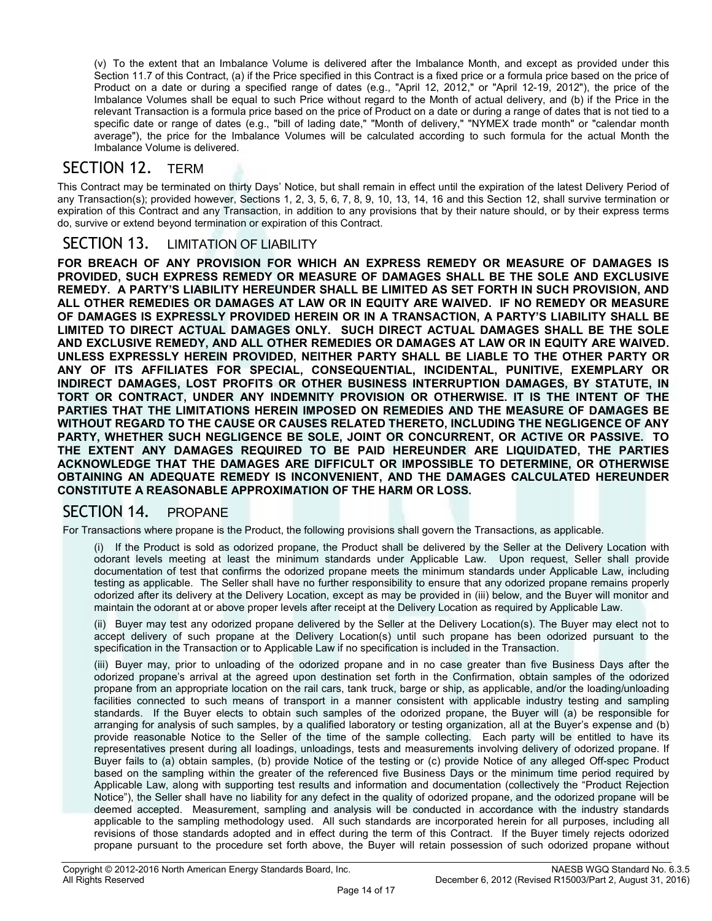(v) To the extent that an Imbalance Volume is delivered after the Imbalance Month, and except as provided under this Section 11.7 of this Contract, (a) if the Price specified in this Contract is a fixed price or a formula price based on the price of Product on a date or during a specified range of dates (e.g., "April 12, 2012," or "April 12-19, 2012"), the price of the Imbalance Volumes shall be equal to such Price without regard to the Month of actual delivery, and (b) if the Price in the relevant Transaction is a formula price based on the price of Product on a date or during a range of dates that is not tied to a specific date or range of dates (e.g., "bill of lading date," "Month of delivery," "NYMEX trade month" or "calendar month average"), the price for the Imbalance Volumes will be calculated according to such formula for the actual Month the Imbalance Volume is delivered.

## SECTION 12. TERM

This Contract may be terminated on thirty Days' Notice, but shall remain in effect until the expiration of the latest Delivery Period of any Transaction(s); provided however, Sections 1, 2, 3, 5, 6, 7, 8, 9, 10, 13, 14, 16 and this Section 12, shall survive termination or expiration of this Contract and any Transaction, in addition to any provisions that by their nature should, or by their express terms do, survive or extend beyond termination or expiration of this Contract.

## SECTION 13. LIMITATION OF LIABILITY

**FOR BREACH OF ANY PROVISION FOR WHICH AN EXPRESS REMEDY OR MEASURE OF DAMAGES IS PROVIDED, SUCH EXPRESS REMEDY OR MEASURE OF DAMAGES SHALL BE THE SOLE AND EXCLUSIVE REMEDY. A PARTY'S LIABILITY HEREUNDER SHALL BE LIMITED AS SET FORTH IN SUCH PROVISION, AND ALL OTHER REMEDIES OR DAMAGES AT LAW OR IN EQUITY ARE WAIVED. IF NO REMEDY OR MEASURE OF DAMAGES IS EXPRESSLY PROVIDED HEREIN OR IN A TRANSACTION, A PARTY'S LIABILITY SHALL BE LIMITED TO DIRECT ACTUAL DAMAGES ONLY. SUCH DIRECT ACTUAL DAMAGES SHALL BE THE SOLE AND EXCLUSIVE REMEDY, AND ALL OTHER REMEDIES OR DAMAGES AT LAW OR IN EQUITY ARE WAIVED. UNLESS EXPRESSLY HEREIN PROVIDED, NEITHER PARTY SHALL BE LIABLE TO THE OTHER PARTY OR ANY OF ITS AFFILIATES FOR SPECIAL, CONSEQUENTIAL, INCIDENTAL, PUNITIVE, EXEMPLARY OR INDIRECT DAMAGES, LOST PROFITS OR OTHER BUSINESS INTERRUPTION DAMAGES, BY STATUTE, IN TORT OR CONTRACT, UNDER ANY INDEMNITY PROVISION OR OTHERWISE. IT IS THE INTENT OF THE PARTIES THAT THE LIMITATIONS HEREIN IMPOSED ON REMEDIES AND THE MEASURE OF DAMAGES BE WITHOUT REGARD TO THE CAUSE OR CAUSES RELATED THERETO, INCLUDING THE NEGLIGENCE OF ANY PARTY, WHETHER SUCH NEGLIGENCE BE SOLE, JOINT OR CONCURRENT, OR ACTIVE OR PASSIVE. TO THE EXTENT ANY DAMAGES REQUIRED TO BE PAID HEREUNDER ARE LIQUIDATED, THE PARTIES ACKNOWLEDGE THAT THE DAMAGES ARE DIFFICULT OR IMPOSSIBLE TO DETERMINE, OR OTHERWISE OBTAINING AN ADEQUATE REMEDY IS INCONVENIENT, AND THE DAMAGES CALCULATED HEREUNDER CONSTITUTE A REASONABLE APPROXIMATION OF THE HARM OR LOSS.**

## SECTION 14. PROPANE

For Transactions where propane is the Product, the following provisions shall govern the Transactions, as applicable.

(i) If the Product is sold as odorized propane, the Product shall be delivered by the Seller at the Delivery Location with odorant levels meeting at least the minimum standards under Applicable Law. Upon request, Seller shall provide documentation of test that confirms the odorized propane meets the minimum standards under Applicable Law, including testing as applicable. The Seller shall have no further responsibility to ensure that any odorized propane remains properly odorized after its delivery at the Delivery Location, except as may be provided in (iii) below, and the Buyer will monitor and maintain the odorant at or above proper levels after receipt at the Delivery Location as required by Applicable Law.

(ii) Buyer may test any odorized propane delivered by the Seller at the Delivery Location(s). The Buyer may elect not to accept delivery of such propane at the Delivery Location(s) until such propane has been odorized pursuant to the specification in the Transaction or to Applicable Law if no specification is included in the Transaction.

(iii) Buyer may, prior to unloading of the odorized propane and in no case greater than five Business Days after the odorized propane's arrival at the agreed upon destination set forth in the Confirmation, obtain samples of the odorized propane from an appropriate location on the rail cars, tank truck, barge or ship, as applicable, and/or the loading/unloading facilities connected to such means of transport in a manner consistent with applicable industry testing and sampling standards. If the Buyer elects to obtain such samples of the odorized propane, the Buyer will (a) be responsible for arranging for analysis of such samples, by a qualified laboratory or testing organization, all at the Buyer's expense and (b) provide reasonable Notice to the Seller of the time of the sample collecting. Each party will be entitled to have its representatives present during all loadings, unloadings, tests and measurements involving delivery of odorized propane. If Buyer fails to (a) obtain samples, (b) provide Notice of the testing or (c) provide Notice of any alleged Off-spec Product based on the sampling within the greater of the referenced five Business Days or the minimum time period required by Applicable Law, along with supporting test results and information and documentation (collectively the "Product Rejection Notice"), the Seller shall have no liability for any defect in the quality of odorized propane, and the odorized propane will be deemed accepted. Measurement, sampling and analysis will be conducted in accordance with the industry standards applicable to the sampling methodology used. All such standards are incorporated herein for all purposes, including all revisions of those standards adopted and in effect during the term of this Contract. If the Buyer timely rejects odorized propane pursuant to the procedure set forth above, the Buyer will retain possession of such odorized propane without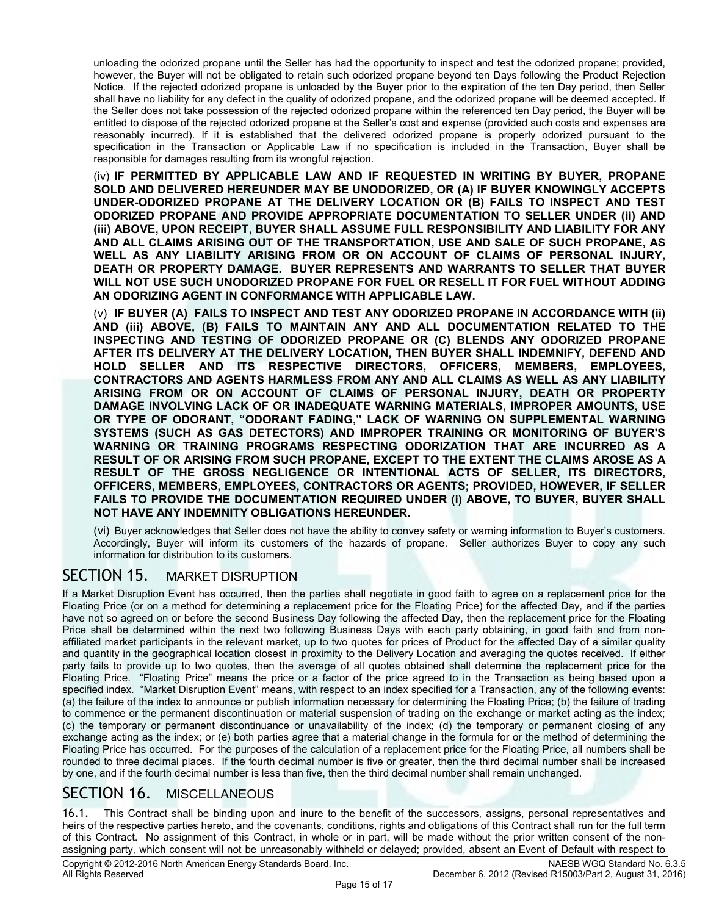unloading the odorized propane until the Seller has had the opportunity to inspect and test the odorized propane; provided, however, the Buyer will not be obligated to retain such odorized propane beyond ten Days following the Product Rejection Notice. If the rejected odorized propane is unloaded by the Buyer prior to the expiration of the ten Day period, then Seller shall have no liability for any defect in the quality of odorized propane, and the odorized propane will be deemed accepted. If the Seller does not take possession of the rejected odorized propane within the referenced ten Day period, the Buyer will be entitled to dispose of the rejected odorized propane at the Seller's cost and expense (provided such costs and expenses are reasonably incurred). If it is established that the delivered odorized propane is properly odorized pursuant to the specification in the Transaction or Applicable Law if no specification is included in the Transaction, Buyer shall be responsible for damages resulting from its wrongful rejection.

(iv) **IF PERMITTED BY APPLICABLE LAW AND IF REQUESTED IN WRITING BY BUYER, PROPANE SOLD AND DELIVERED HEREUNDER MAY BE UNODORIZED, OR (A) IF BUYER KNOWINGLY ACCEPTS UNDER-ODORIZED PROPANE AT THE DELIVERY LOCATION OR (B) FAILS TO INSPECT AND TEST ODORIZED PROPANE AND PROVIDE APPROPRIATE DOCUMENTATION TO SELLER UNDER (ii) AND (iii) ABOVE, UPON RECEIPT, BUYER SHALL ASSUME FULL RESPONSIBILITY AND LIABILITY FOR ANY AND ALL CLAIMS ARISING OUT OF THE TRANSPORTATION, USE AND SALE OF SUCH PROPANE, AS WELL AS ANY LIABILITY ARISING FROM OR ON ACCOUNT OF CLAIMS OF PERSONAL INJURY, DEATH OR PROPERTY DAMAGE. BUYER REPRESENTS AND WARRANTS TO SELLER THAT BUYER WILL NOT USE SUCH UNODORIZED PROPANE FOR FUEL OR RESELL IT FOR FUEL WITHOUT ADDING AN ODORIZING AGENT IN CONFORMANCE WITH APPLICABLE LAW.**

(v) **IF BUYER (A) FAILS TO INSPECT AND TEST ANY ODORIZED PROPANE IN ACCORDANCE WITH (ii) AND (iii) ABOVE, (B) FAILS TO MAINTAIN ANY AND ALL DOCUMENTATION RELATED TO THE INSPECTING AND TESTING OF ODORIZED PROPANE OR (C) BLENDS ANY ODORIZED PROPANE AFTER ITS DELIVERY AT THE DELIVERY LOCATION, THEN BUYER SHALL INDEMNIFY, DEFEND AND HOLD SELLER AND ITS RESPECTIVE DIRECTORS, OFFICERS, MEMBERS, EMPLOYEES, CONTRACTORS AND AGENTS HARMLESS FROM ANY AND ALL CLAIMS AS WELL AS ANY LIABILITY ARISING FROM OR ON ACCOUNT OF CLAIMS OF PERSONAL INJURY, DEATH OR PROPERTY DAMAGE INVOLVING LACK OF OR INADEQUATE WARNING MATERIALS, IMPROPER AMOUNTS, USE OR TYPE OF ODORANT, "ODORANT FADING," LACK OF WARNING ON SUPPLEMENTAL WARNING SYSTEMS (SUCH AS GAS DETECTORS) AND IMPROPER TRAINING OR MONITORING OF BUYER'S WARNING OR TRAINING PROGRAMS RESPECTING ODORIZATION THAT ARE INCURRED AS A RESULT OF OR ARISING FROM SUCH PROPANE, EXCEPT TO THE EXTENT THE CLAIMS AROSE AS A RESULT OF THE GROSS NEGLIGENCE OR INTENTIONAL ACTS OF SELLER, ITS DIRECTORS, OFFICERS, MEMBERS, EMPLOYEES, CONTRACTORS OR AGENTS; PROVIDED, HOWEVER, IF SELLER FAILS TO PROVIDE THE DOCUMENTATION REQUIRED UNDER (i) ABOVE, TO BUYER, BUYER SHALL NOT HAVE ANY INDEMNITY OBLIGATIONS HEREUNDER.**

(vi) Buyer acknowledges that Seller does not have the ability to convey safety or warning information to Buyer's customers. Accordingly, Buyer will inform its customers of the hazards of propane. Seller authorizes Buyer to copy any such information for distribution to its customers.

## SECTION 15. MARKET DISRUPTION

If a Market Disruption Event has occurred, then the parties shall negotiate in good faith to agree on a replacement price for the Floating Price (or on a method for determining a replacement price for the Floating Price) for the affected Day, and if the parties have not so agreed on or before the second Business Day following the affected Day, then the replacement price for the Floating Price shall be determined within the next two following Business Days with each party obtaining, in good faith and from non-affiliated market participants in the relevant market, up to two quotes for prices of Product for the affected Day of a similar quality and quantity in the geographical location closest in proximity to the Delivery Location and averaging the quotes received. If either party fails to provide up to two quotes, then the average of all quotes obtained shall determine the replacement price for the Floating Price. "Floating Price" means the price or a factor of the price agreed to in the Transaction as being based upon a specified index. "Market Disruption Event" means, with respect to an index specified for a Transaction, any of the following events: (a) the failure of the index to announce or publish information necessary for determining the Floating Price; (b) the failure of trading to commence or the permanent discontinuation or material suspension of trading on the exchange or market acting as the index; (c) the temporary or permanent discontinuance or unavailability of the index; (d) the temporary or permanent closing of any exchange acting as the index; or (e) both parties agree that a material change in the formula for or the method of determining the Floating Price has occurred. For the purposes of the calculation of a replacement price for the Floating Price, all numbers shall be rounded to three decimal places. If the fourth decimal number is five or greater, then the third decimal number shall be increased by one, and if the fourth decimal number is less than five, then the third decimal number shall remain unchanged.

## SECTION 16. MISCELLANEOUS

16.1. This Contract shall be binding upon and inure to the benefit of the successors, assigns, personal representatives and heirs of the respective parties hereto, and the covenants, conditions, rights and obligations of this Contract shall run for the full term of this Contract. No assignment of this Contract, in whole or in part, will be made without the prior written consent of the non-assigning party, which consent will not be unreasonably withheld or delayed; provided, absent an Event of Default with respect to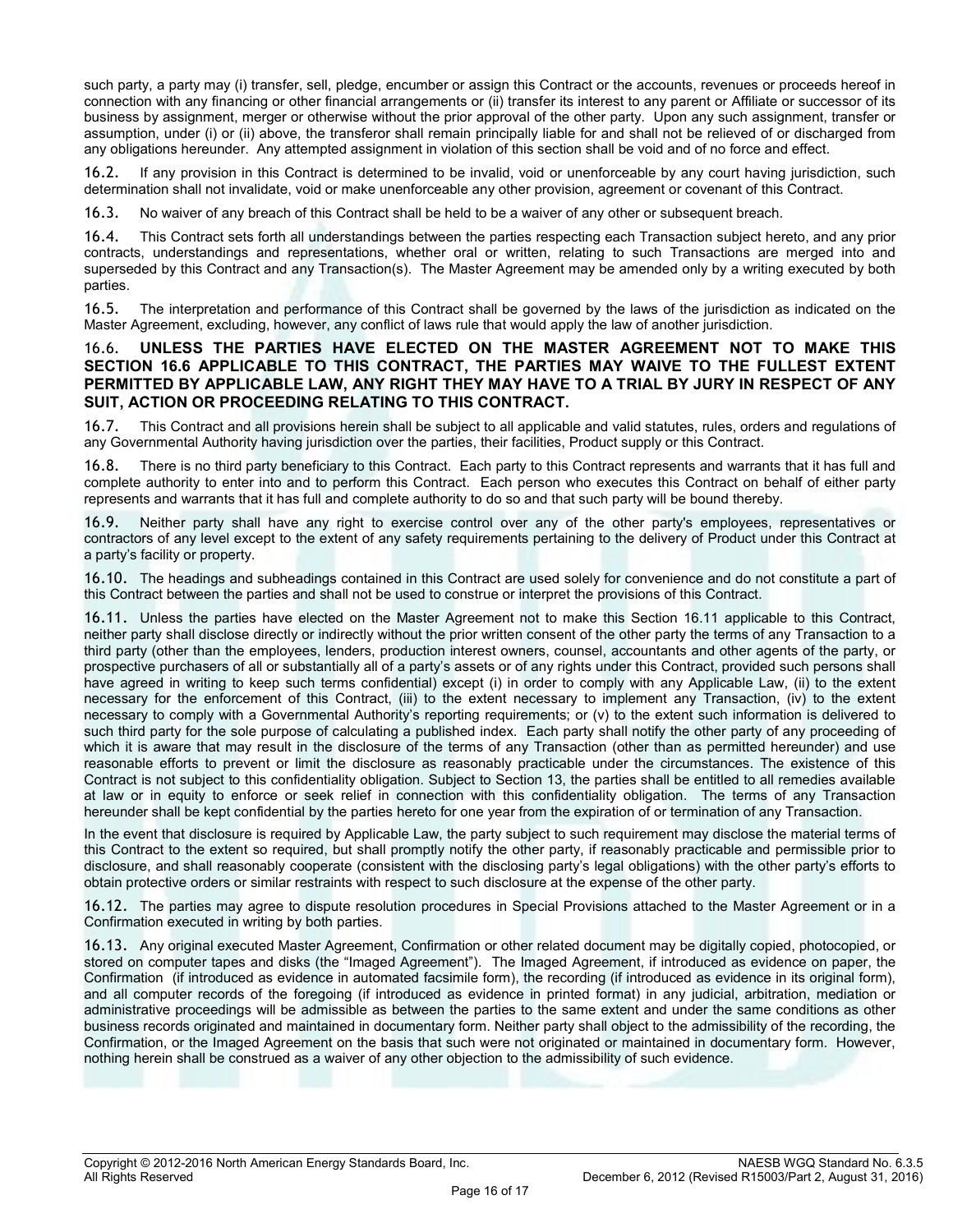such party, a party may (i) transfer, sell, pledge, encumber or assign this Contract or the accounts, revenues or proceeds hereof in connection with any financing or other financial arrangements or (ii) transfer its interest to any parent or Affiliate or successor of its business by assignment, merger or otherwise without the prior approval of the other party. Upon any such assignment, transfer or assumption, under (i) or (ii) above, the transferor shall remain principally liable for and shall not be relieved of or discharged from any obligations hereunder. Any attempted assignment in violation of this section shall be void and of no force and effect.

16.2. If any provision in this Contract is determined to be invalid, void or unenforceable by any court having jurisdiction, such determination shall not invalidate, void or make unenforceable any other provision, agreement or covenant of this Contract.

16.3. No waiver of any breach of this Contract shall be held to be a waiver of any other or subsequent breach.

16.4. This Contract sets forth all understandings between the parties respecting each Transaction subject hereto, and any prior contracts, understandings and representations, whether oral or written, relating to such Transactions are merged into and superseded by this Contract and any Transaction(s). The Master Agreement may be amended only by a writing executed by both parties.

16.5. The interpretation and performance of this Contract shall be governed by the laws of the jurisdiction as indicated on the Master Agreement, excluding, however, any conflict of laws rule that would apply the law of another jurisdiction.

16.6. **UNLESS THE PARTIES HAVE ELECTED ON THE MASTER AGREEMENT NOT TO MAKE THIS SECTION 16.6 APPLICABLE TO THIS CONTRACT, THE PARTIES MAY WAIVE TO THE FULLEST EXTENT PERMITTED BY APPLICABLE LAW, ANY RIGHT THEY MAY HAVE TO A TRIAL BY JURY IN RESPECT OF ANY SUIT, ACTION OR PROCEEDING RELATING TO THIS CONTRACT.**

16.7. This Contract and all provisions herein shall be subject to all applicable and valid statutes, rules, orders and regulations of any Governmental Authority having jurisdiction over the parties, their facilities, Product supply or this Contract.

16.8. There is no third party beneficiary to this Contract. Each party to this Contract represents and warrants that it has full and complete authority to enter into and to perform this Contract. Each person who executes this Contract on behalf of either party represents and warrants that it has full and complete authority to do so and that such party will be bound thereby.

16.9. Neither party shall have any right to exercise control over any of the other party's employees, representatives or contractors of any level except to the extent of any safety requirements pertaining to the delivery of Product under this Contract at a party's facility or property.

16.10. The headings and subheadings contained in this Contract are used solely for convenience and do not constitute a part of this Contract between the parties and shall not be used to construe or interpret the provisions of this Contract.

16.11. Unless the parties have elected on the Master Agreement not to make this Section 16.11 applicable to this Contract, neither party shall disclose directly or indirectly without the prior written consent of the other party the terms of any Transaction to a third party (other than the employees, lenders, production interest owners, counsel, accountants and other agents of the party, or prospective purchasers of all or substantially all of a party's assets or of any rights under this Contract, provided such persons shall have agreed in writing to keep such terms confidential) except (i) in order to comply with any Applicable Law, (ii) to the extent necessary for the enforcement of this Contract, (iii) to the extent necessary to implement any Transaction, (iv) to the extent necessary to comply with a Governmental Authority's reporting requirements; or (v) to the extent such information is delivered to such third party for the sole purpose of calculating a published index. Each party shall notify the other party of any proceeding of which it is aware that may result in the disclosure of the terms of any Transaction (other than as permitted hereunder) and use reasonable efforts to prevent or limit the disclosure as reasonably practicable under the circumstances. The existence of this Contract is not subject to this confidentiality obligation. Subject to Section 13, the parties shall be entitled to all remedies available at law or in equity to enforce or seek relief in connection with this confidentiality obligation. The terms of any Transaction hereunder shall be kept confidential by the parties hereto for one year from the expiration of or termination of any Transaction.

In the event that disclosure is required by Applicable Law, the party subject to such requirement may disclose the material terms of this Contract to the extent so required, but shall promptly notify the other party, if reasonably practicable and permissible prior to disclosure, and shall reasonably cooperate (consistent with the disclosing party's legal obligations) with the other party's efforts to obtain protective orders or similar restraints with respect to such disclosure at the expense of the other party.

16.12. The parties may agree to dispute resolution procedures in Special Provisions attached to the Master Agreement or in a Confirmation executed in writing by both parties.

16.13. Any original executed Master Agreement, Confirmation or other related document may be digitally copied, photocopied, or stored on computer tapes and disks (the "Imaged Agreement"). The Imaged Agreement, if introduced as evidence on paper, the Confirmation (if introduced as evidence in automated facsimile form), the recording (if introduced as evidence in its original form), and all computer records of the foregoing (if introduced as evidence in printed format) in any judicial, arbitration, mediation or administrative proceedings will be admissible as between the parties to the same extent and under the same conditions as other business records originated and maintained in documentary form. Neither party shall object to the admissibility of the recording, the Confirmation, or the Imaged Agreement on the basis that such were not originated or maintained in documentary form. However, nothing herein shall be construed as a waiver of any other objection to the admissibility of such evidence.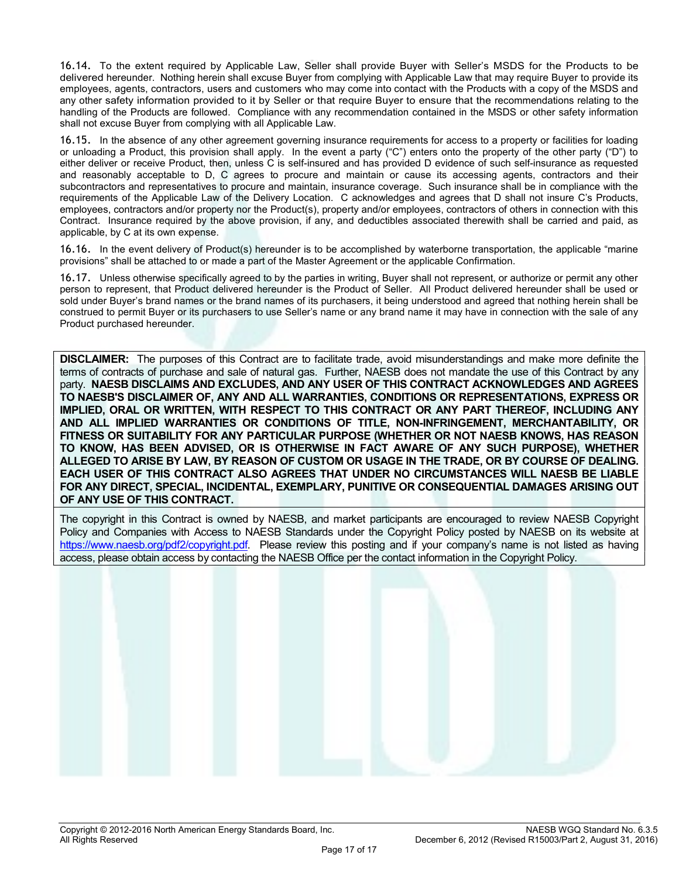16.14. To the extent required by Applicable Law, Seller shall provide Buyer with Seller's MSDS for the Products to be delivered hereunder. Nothing herein shall excuse Buyer from complying with Applicable Law that may require Buyer to provide its employees, agents, contractors, users and customers who may come into contact with the Products with a copy of the MSDS and any other safety information provided to it by Seller or that require Buyer to ensure that the recommendations relating to the handling of the Products are followed. Compliance with any recommendation contained in the MSDS or other safety information shall not excuse Buyer from complying with all Applicable Law.

16.15. In the absence of any other agreement governing insurance requirements for access to a property or facilities for loading or unloading a Product, this provision shall apply. In the event a party ("C") enters onto the property of the other party ("D") to either deliver or receive Product, then, unless C is self-insured and has provided D evidence of such self-insurance as requested and reasonably acceptable to D, C agrees to procure and maintain or cause its accessing agents, contractors and their subcontractors and representatives to procure and maintain, insurance coverage. Such insurance shall be in compliance with the requirements of the Applicable Law of the Delivery Location. C acknowledges and agrees that D shall not insure C's Products, employees, contractors and/or property nor the Product(s), property and/or employees, contractors of others in connection with this Contract. Insurance required by the above provision, if any, and deductibles associated therewith shall be carried and paid, as applicable, by C at its own expense.

16.16. In the event delivery of Product(s) hereunder is to be accomplished by waterborne transportation, the applicable "marine provisions" shall be attached to or made a part of the Master Agreement or the applicable Confirmation.

16.17. Unless otherwise specifically agreed to by the parties in writing, Buyer shall not represent, or authorize or permit any other person to represent, that Product delivered hereunder is the Product of Seller. All Product delivered hereunder shall be used or sold under Buyer's brand names or the brand names of its purchasers, it being understood and agreed that nothing herein shall be construed to permit Buyer or its purchasers to use Seller's name or any brand name it may have in connection with the sale of any Product purchased hereunder.

**DISCLAIMER:** The purposes of this Contract are to facilitate trade, avoid misunderstandings and make more definite the terms of contracts of purchase and sale of natural gas. Further, NAESB does not mandate the use of this Contract by any party. **NAESB DISCLAIMS AND EXCLUDES, AND ANY USER OF THIS CONTRACT ACKNOWLEDGES AND AGREES TO NAESB'S DISCLAIMER OF, ANY AND ALL WARRANTIES, CONDITIONS OR REPRESENTATIONS, EXPRESS OR IMPLIED, ORAL OR WRITTEN, WITH RESPECT TO THIS CONTRACT OR ANY PART THEREOF, INCLUDING ANY AND ALL IMPLIED WARRANTIES OR CONDITIONS OF TITLE, NON-INFRINGEMENT, MERCHANTABILITY, OR FITNESS OR SUITABILITY FOR ANY PARTICULAR PURPOSE (WHETHER OR NOT NAESB KNOWS, HAS REASON TO KNOW, HAS BEEN ADVISED, OR IS OTHERWISE IN FACT AWARE OF ANY SUCH PURPOSE), WHETHER ALLEGED TO ARISE BY LAW, BY REASON OF CUSTOM OR USAGE IN THE TRADE, OR BY COURSE OF DEALING. EACH USER OF THIS CONTRACT ALSO AGREES THAT UNDER NO CIRCUMSTANCES WILL NAESB BE LIABLE FOR ANY DIRECT, SPECIAL, INCIDENTAL, EXEMPLARY, PUNITIVE OR CONSEQUENTIAL DAMAGES ARISING OUT OF ANY USE OF THIS CONTRACT.**

The copyright in this Contract is owned by NAESB, and market participants are encouraged to review NAESB Copyright Policy and Companies with Access to NAESB Standards under the Copyright Policy posted by NAESB on its website at https://www.naesb.org/pdf2/copyright.pdf. Please review this posting and if your company's name is not listed as having access, please obtain access by contacting the NAESB Office per the contact information in the Copyright Policy.